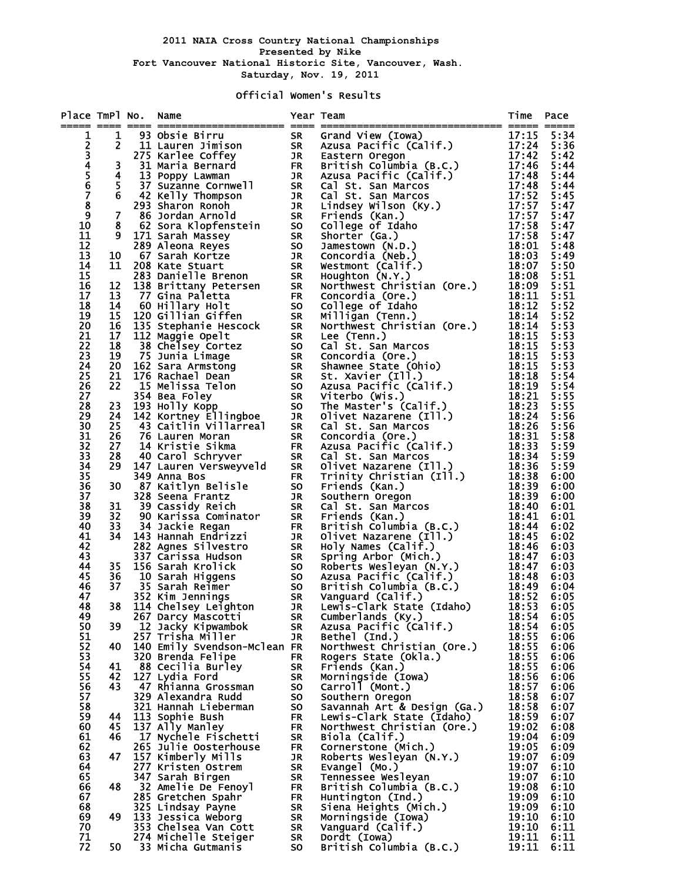# 2011 NAIA Cross Country National Championships

Presented by Nike

Fort Vancouver National Historic Site, Vancouver, Wash.

Saturday, Nov. 19, 2011

## Official Women's Results

| Place | TmPl | No. | Name | Year | Team | Time | Pace |
|---|---|---|---|---|---|---|---|
| 1 | 1 | 93 | Obsie Birru | SR | Grand View (Iowa) | 17:15 | 5:34 |
| 2 | 2 | 11 | Lauren Jimison | SR | Azusa Pacific (Calif.) | 17:24 | 5:36 |
| 3 | | 275 | Karlee Coffey | JR | Eastern Oregon | 17:42 | 5:42 |
| 4 | 3 | 31 | Maria Bernard | FR | British Columbia (B.C.) | 17:46 | 5:44 |
| 5 | 4 | 13 | Poppy Lawman | JR | Azusa Pacific (Calif.) | 17:48 | 5:44 |
| 6 | 5 | 37 | Suzanne Cornwell | SR | Cal St. San Marcos | 17:48 | 5:44 |
| 7 | 6 | 42 | Kelly Thompson | JR | Cal St. San Marcos | 17:52 | 5:45 |
| 8 | | 293 | Sharon Ronoh | JR | Lindsey Wilson (Ky.) | 17:57 | 5:47 |
| 9 | 7 | 86 | Jordan Arnold | SR | Friends (Kan.) | 17:57 | 5:47 |
| 10 | 8 | 62 | Sora Klopfenstein | SO | College of Idaho | 17:58 | 5:47 |
| 11 | 9 | 171 | Sarah Massey | SR | Shorter (Ga.) | 17:58 | 5:47 |
| 12 | | 289 | Aleona Reyes | SO | Jamestown (N.D.) | 18:01 | 5:48 |
| 13 | 10 | 67 | Sarah Kortze | JR | Concordia (Neb.) | 18:03 | 5:49 |
| 14 | 11 | 208 | Kate Stuart | SR | Westmont (Calif.) | 18:07 | 5:50 |
| 15 | | 283 | Danielle Brenon | SR | Houghton (N.Y.) | 18:08 | 5:51 |
| 16 | 12 | 138 | Brittany Petersen | SR | Northwest Christian (Ore.) | 18:09 | 5:51 |
| 17 | 13 | 77 | Gina Paletta | FR | Concordia (Ore.) | 18:11 | 5:51 |
| 18 | 14 | 60 | Hillary Holt | SO | College of Idaho | 18:12 | 5:52 |
| 19 | 15 | 120 | Gillian Giffen | SR | Milligan (Tenn.) | 18:14 | 5:52 |
| 20 | 16 | 135 | Stephanie Hescock | SR | Northwest Christian (Ore.) | 18:14 | 5:53 |
| 21 | 17 | 112 | Maggie Opelt | SR | Lee (Tenn.) | 18:15 | 5:53 |
| 22 | 18 | 38 | Chelsey Cortez | SO | Cal St. San Marcos | 18:15 | 5:53 |
| 23 | 19 | 75 | Junia Limage | SR | Concordia (Ore.) | 18:15 | 5:53 |
| 24 | 20 | 162 | Sara Armstong | SR | Shawnee State (Ohio) | 18:15 | 5:53 |
| 25 | 21 | 176 | Rachael Dean | SR | St. Xavier (Ill.) | 18:18 | 5:54 |
| 26 | 22 | 15 | Melissa Telon | SO | Azusa Pacific (Calif.) | 18:19 | 5:54 |
| 27 | | 354 | Bea Foley | SR | Viterbo (Wis.) | 18:21 | 5:55 |
| 28 | 23 | 193 | Holly Kopp | SO | The Master's (Calif.) | 18:23 | 5:55 |
| 29 | 24 | 142 | Kortney Ellingboe | JR | Olivet Nazarene (Ill.) | 18:24 | 5:56 |
| 30 | 25 | 43 | Caitlin Villarreal | SR | Cal St. San Marcos | 18:26 | 5:56 |
| 31 | 26 | 76 | Lauren Moran | SR | Concordia (Ore.) | 18:31 | 5:58 |
| 32 | 27 | 14 | Kristie Sikma | FR | Azusa Pacific (Calif.) | 18:33 | 5:59 |
| 33 | 28 | 40 | Carol Schryver | SR | Cal St. San Marcos | 18:34 | 5:59 |
| 34 | 29 | 147 | Lauren Versweyveld | SR | Olivet Nazarene (Ill.) | 18:36 | 5:59 |
| 35 | | 349 | Anna Bos | FR | Trinity Christian (Ill.) | 18:38 | 6:00 |
| 36 | 30 | 87 | Kaitlyn Belisle | SO | Friends (Kan.) | 18:39 | 6:00 |
| 37 | | 328 | Seena Frantz | JR | Southern Oregon | 18:39 | 6:00 |
| 38 | 31 | 39 | Cassidy Reich | SR | Cal St. San Marcos | 18:40 | 6:01 |
| 39 | 32 | 90 | Karissa Cominator | SR | Friends (Kan.) | 18:41 | 6:01 |
| 40 | 33 | 34 | Jackie Regan | FR | British Columbia (B.C.) | 18:44 | 6:02 |
| 41 | 34 | 143 | Hannah Endrizzi | JR | Olivet Nazarene (Ill.) | 18:45 | 6:02 |
| 42 | | 282 | Agnes Silvestro | SR | Holy Names (Calif.) | 18:46 | 6:03 |
| 43 | | 337 | Carissa Hudson | SR | Spring Arbor (Mich.) | 18:47 | 6:03 |
| 44 | 35 | 156 | Sarah Krolick | SO | Roberts Wesleyan (N.Y.) | 18:47 | 6:03 |
| 45 | 36 | 10 | Sarah Higgens | SO | Azusa Pacific (Calif.) | 18:48 | 6:03 |
| 46 | 37 | 35 | Sarah Reimer | SO | British Columbia (B.C.) | 18:49 | 6:04 |
| 47 | | 352 | Kim Jennings | SR | Vanguard (Calif.) | 18:52 | 6:05 |
| 48 | 38 | 114 | Chelsey Leighton | JR | Lewis-Clark State (Idaho) | 18:53 | 6:05 |
| 49 | | 267 | Darcy Mascotti | SR | Cumberlands (Ky.) | 18:54 | 6:05 |
| 50 | 39 | 12 | Jacky Kipwambok | SR | Azusa Pacific (Calif.) | 18:54 | 6:05 |
| 51 | | 257 | Trisha Miller | JR | Bethel (Ind.) | 18:55 | 6:06 |
| 52 | 40 | 140 | Emily Svendson-Mclean | FR | Northwest Christian (Ore.) | 18:55 | 6:06 |
| 53 | | 320 | Brenda Felipe | FR | Rogers State (Okla.) | 18:55 | 6:06 |
| 54 | 41 | 88 | Cecilia Burley | SR | Friends (Kan.) | 18:55 | 6:06 |
| 55 | 42 | 127 | Lydia Ford | SR | Morningside (Iowa) | 18:56 | 6:06 |
| 56 | 43 | 47 | Rhianna Grossman | SO | Carroll (Mont.) | 18:57 | 6:06 |
| 57 | | 329 | Alexandra Rudd | SO | Southern Oregon | 18:58 | 6:07 |
| 58 | | 321 | Hannah Lieberman | SO | Savannah Art & Design (Ga.) | 18:58 | 6:07 |
| 59 | 44 | 113 | Sophie Bush | FR | Lewis-Clark State (Idaho) | 18:59 | 6:07 |
| 60 | 45 | 137 | Ally Manley | FR | Northwest Christian (Ore.) | 19:02 | 6:08 |
| 61 | 46 | 17 | Nychele Fischetti | SR | Biola (Calif.) | 19:04 | 6:09 |
| 62 | | 265 | Julie Oosterhouse | FR | Cornerstone (Mich.) | 19:05 | 6:09 |
| 63 | 47 | 157 | Kimberly Mills | JR | Roberts Wesleyan (N.Y.) | 19:07 | 6:09 |
| 64 | | 277 | Kristen Ostrem | SR | Evangel (Mo.) | 19:07 | 6:10 |
| 65 | | 347 | Sarah Birgen | SR | Tennessee Wesleyan | 19:07 | 6:10 |
| 66 | 48 | 32 | Amelie De Fenoyl | FR | British Columbia (B.C.) | 19:08 | 6:10 |
| 67 | | 285 | Gretchen Spahr | FR | Huntington (Ind.) | 19:09 | 6:10 |
| 68 | | 325 | Lindsay Payne | SR | Siena Heights (Mich.) | 19:09 | 6:10 |
| 69 | 49 | 133 | Jessica Weborg | SR | Morningside (Iowa) | 19:10 | 6:10 |
| 70 | | 353 | Chelsea Van Cott | SR | Vanguard (Calif.) | 19:10 | 6:11 |
| 71 | | 274 | Michelle Steiger | SR | Dordt (Iowa) | 19:11 | 6:11 |
| 72 | 50 | 33 | Micha Gutmanis | SO | British Columbia (B.C.) | 19:11 | 6:11 |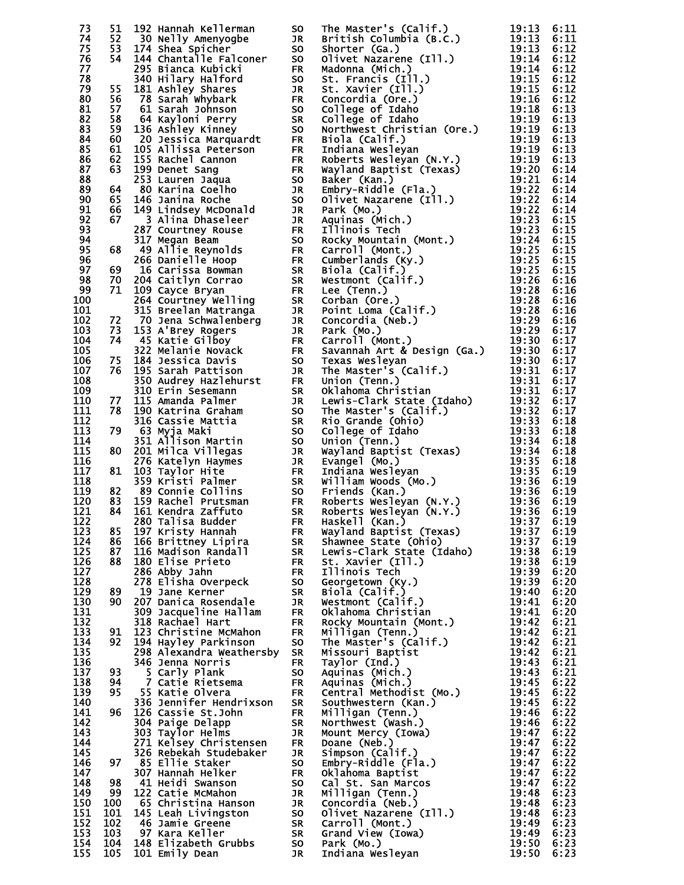| Place | Team Place | Bib | Name | Year | School | Time | Pace |
|---|---|---|---|---|---|---|---|
| 73 | 51 | 192 | Hannah Kellerman | SO | The Master's (Calif.) | 19:13 | 6:11 |
| 74 | 52 | 30 | Nelly Amenyogbe | JR | British Columbia (B.C.) | 19:13 | 6:11 |
| 75 | 53 | 174 | Shea Spicher | SO | Shorter (Ga.) | 19:13 | 6:12 |
| 76 | 54 | 144 | Chantalle Falconer | SO | Olivet Nazarene (Ill.) | 19:14 | 6:12 |
| 77 | | 295 | Bianca Kubicki | FR | Madonna (Mich.) | 19:14 | 6:12 |
| 78 | | 340 | Hilary Halford | SO | St. Francis (Ill.) | 19:15 | 6:12 |
| 79 | 55 | 181 | Ashley Shares | JR | St. Xavier (Ill.) | 19:15 | 6:12 |
| 80 | 56 | 78 | Sarah Whybark | FR | Concordia (Ore.) | 19:16 | 6:12 |
| 81 | 57 | 61 | Sarah Johnson | SO | College of Idaho | 19:18 | 6:13 |
| 82 | 58 | 64 | Kayloni Perry | SR | College of Idaho | 19:19 | 6:13 |
| 83 | 59 | 136 | Ashley Kinney | SO | Northwest Christian (Ore.) | 19:19 | 6:13 |
| 84 | 60 | 20 | Jessica Marquardt | FR | Biola (Calif.) | 19:19 | 6:13 |
| 85 | 61 | 105 | Allissa Peterson | FR | Indiana Wesleyan | 19:19 | 6:13 |
| 86 | 62 | 155 | Rachel Cannon | FR | Roberts Wesleyan (N.Y.) | 19:19 | 6:13 |
| 87 | 63 | 199 | Denet Sang | FR | Wayland Baptist (Texas) | 19:20 | 6:14 |
| 88 | | 253 | Lauren Jaqua | SO | Baker (Kan.) | 19:21 | 6:14 |
| 89 | 64 | 80 | Karina Coelho | JR | Embry-Riddle (Fla.) | 19:22 | 6:14 |
| 90 | 65 | 146 | Janina Roche | SO | Olivet Nazarene (Ill.) | 19:22 | 6:14 |
| 91 | 66 | 149 | Lindsey McDonald | JR | Park (Mo.) | 19:22 | 6:14 |
| 92 | 67 | 3 | Alina Dhaseleer | JR | Aquinas (Mich.) | 19:23 | 6:15 |
| 93 | | 287 | Courtney Rouse | FR | Illinois Tech | 19:23 | 6:15 |
| 94 | | 317 | Megan Beam | SO | Rocky Mountain (Mont.) | 19:24 | 6:15 |
| 95 | 68 | 49 | Allie Reynolds | FR | Carroll (Mont.) | 19:25 | 6:15 |
| 96 | | 266 | Danielle Hoop | FR | Cumberlands (Ky.) | 19:25 | 6:15 |
| 97 | 69 | 16 | Carissa Bowman | SR | Biola (Calif.) | 19:25 | 6:15 |
| 98 | 70 | 204 | Caitlyn Corrao | SR | Westmont (Calif.) | 19:26 | 6:16 |
| 99 | 71 | 109 | Cayce Bryan | FR | Lee (Tenn.) | 19:28 | 6:16 |
| 100 | | 264 | Courtney Welling | SR | Corban (Ore.) | 19:28 | 6:16 |
| 101 | | 315 | Breelan Matranga | JR | Point Loma (Calif.) | 19:28 | 6:16 |
| 102 | 72 | 70 | Jena Schwalenberg | JR | Concordia (Neb.) | 19:29 | 6:16 |
| 103 | 73 | 153 | A'Brey Rogers | JR | Park (Mo.) | 19:29 | 6:17 |
| 104 | 74 | 45 | Katie Gilboy | FR | Carroll (Mont.) | 19:30 | 6:17 |
| 105 | | 322 | Melanie Novack | FR | Savannah Art & Design (Ga.) | 19:30 | 6:17 |
| 106 | 75 | 184 | Jessica Davis | SO | Texas Wesleyan | 19:30 | 6:17 |
| 107 | 76 | 195 | Sarah Pattison | JR | The Master's (Calif.) | 19:31 | 6:17 |
| 108 | | 350 | Audrey Hazlehurst | FR | Union (Tenn.) | 19:31 | 6:17 |
| 109 | | 310 | Erin Sesemann | SR | Oklahoma Christian | 19:31 | 6:17 |
| 110 | 77 | 115 | Amanda Palmer | JR | Lewis-Clark State (Idaho) | 19:32 | 6:17 |
| 111 | 78 | 190 | Katrina Graham | SO | The Master's (Calif.) | 19:32 | 6:17 |
| 112 | | 316 | Cassie Mattia | SR | Rio Grande (Ohio) | 19:33 | 6:18 |
| 113 | 79 | 63 | Myja Maki | SO | College of Idaho | 19:33 | 6:18 |
| 114 | | 351 | Allison Martin | SO | Union (Tenn.) | 19:34 | 6:18 |
| 115 | 80 | 201 | Milca Villegas | JR | Wayland Baptist (Texas) | 19:34 | 6:18 |
| 116 | | 276 | Katelyn Haymes | JR | Evangel (Mo.) | 19:35 | 6:18 |
| 117 | 81 | 103 | Taylor Hite | FR | Indiana Wesleyan | 19:35 | 6:19 |
| 118 | | 359 | Kristi Palmer | SR | William Woods (Mo.) | 19:36 | 6:19 |
| 119 | 82 | 89 | Connie Collins | SO | Friends (Kan.) | 19:36 | 6:19 |
| 120 | 83 | 159 | Rachel Prutsman | FR | Roberts Wesleyan (N.Y.) | 19:36 | 6:19 |
| 121 | 84 | 161 | Kendra Zaffuto | SR | Roberts Wesleyan (N.Y.) | 19:36 | 6:19 |
| 122 | | 280 | Talisa Budder | FR | Haskell (Kan.) | 19:37 | 6:19 |
| 123 | 85 | 197 | Kristy Hannah | FR | Wayland Baptist (Texas) | 19:37 | 6:19 |
| 124 | 86 | 166 | Brittney Lipira | SR | Shawnee State (Ohio) | 19:37 | 6:19 |
| 125 | 87 | 116 | Madison Randall | SR | Lewis-Clark State (Idaho) | 19:38 | 6:19 |
| 126 | 88 | 180 | Elise Prieto | FR | St. Xavier (Ill.) | 19:38 | 6:19 |
| 127 | | 286 | Abby Jahn | FR | Illinois Tech | 19:39 | 6:20 |
| 128 | | 278 | Elisha Overpeck | SO | Georgetown (Ky.) | 19:39 | 6:20 |
| 129 | 89 | 19 | Jane Kerner | SR | Biola (Calif.) | 19:40 | 6:20 |
| 130 | 90 | 207 | Danica Rosendale | JR | Westmont (Calif.) | 19:41 | 6:20 |
| 131 | | 309 | Jacqueline Hallam | FR | Oklahoma Christian | 19:41 | 6:20 |
| 132 | | 318 | Rachael Hart | FR | Rocky Mountain (Mont.) | 19:42 | 6:21 |
| 133 | 91 | 123 | Christine McMahon | FR | Milligan (Tenn.) | 19:42 | 6:21 |
| 134 | 92 | 194 | Hayley Parkinson | SO | The Master's (Calif.) | 19:42 | 6:21 |
| 135 | | 298 | Alexandra Weathersby | SR | Missouri Baptist | 19:42 | 6:21 |
| 136 | | 346 | Jenna Norris | FR | Taylor (Ind.) | 19:43 | 6:21 |
| 137 | 93 | 5 | Carly Plank | SO | Aquinas (Mich.) | 19:43 | 6:21 |
| 138 | 94 | 7 | Catie Rietsema | FR | Aquinas (Mich.) | 19:45 | 6:22 |
| 139 | 95 | 55 | Katie Olvera | FR | Central Methodist (Mo.) | 19:45 | 6:22 |
| 140 | | 336 | Jennifer Hendrixson | SR | Southwestern (Kan.) | 19:45 | 6:22 |
| 141 | 96 | 126 | Cassie St.John | FR | Milligan (Tenn.) | 19:46 | 6:22 |
| 142 | | 304 | Paige Delapp | SR | Northwest (Wash.) | 19:46 | 6:22 |
| 143 | | 303 | Taylor Helms | JR | Mount Mercy (Iowa) | 19:47 | 6:22 |
| 144 | | 271 | Kelsey Christensen | FR | Doane (Neb.) | 19:47 | 6:22 |
| 145 | | 326 | Rebekah Studebaker | JR | Simpson (Calif.) | 19:47 | 6:22 |
| 146 | 97 | 85 | Ellie Staker | SO | Embry-Riddle (Fla.) | 19:47 | 6:22 |
| 147 | | 307 | Hannah Helker | FR | Oklahoma Baptist | 19:47 | 6:22 |
| 148 | 98 | 41 | Heidi Swanson | SO | Cal St. San Marcos | 19:47 | 6:22 |
| 149 | 99 | 122 | Catie McMahon | JR | Milligan (Tenn.) | 19:48 | 6:23 |
| 150 | 100 | 65 | Christina Hanson | JR | Concordia (Neb.) | 19:48 | 6:23 |
| 151 | 101 | 145 | Leah Livingston | SO | Olivet Nazarene (Ill.) | 19:48 | 6:23 |
| 152 | 102 | 46 | Jamie Greene | SR | Carroll (Mont.) | 19:49 | 6:23 |
| 153 | 103 | 97 | Kara Keller | SR | Grand View (Iowa) | 19:49 | 6:23 |
| 154 | 104 | 148 | Elizabeth Grubbs | SO | Park (Mo.) | 19:50 | 6:23 |
| 155 | 105 | 101 | Emily Dean | JR | Indiana Wesleyan | 19:50 | 6:23 |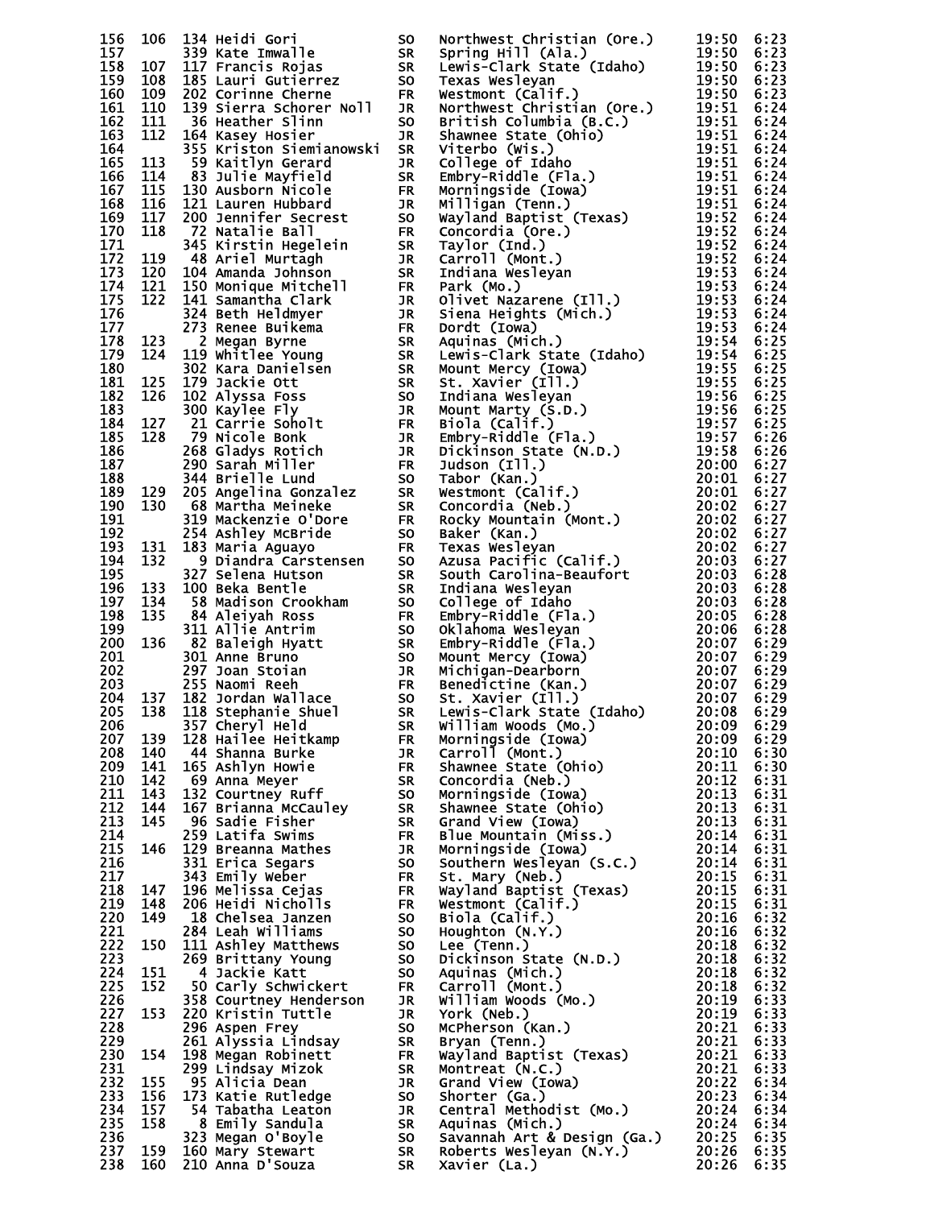| Place | Team Place | Bib | Name | Yr | School | Time | Pace |
|---|---|---|---|---|---|---|---|
| 156 | 106 | 134 | Heidi Gori | SO | Northwest Christian (Ore.) | 19:50 | 6:23 |
| 157 | | 339 | Kate Imwalle | SR | Spring Hill (Ala.) | 19:50 | 6:23 |
| 158 | 107 | 117 | Francis Rojas | SR | Lewis-Clark State (Idaho) | 19:50 | 6:23 |
| 159 | 108 | 185 | Lauri Gutierrez | SO | Texas Wesleyan | 19:50 | 6:23 |
| 160 | 109 | 202 | Corinne Cherne | FR | Westmont (Calif.) | 19:50 | 6:23 |
| 161 | 110 | 139 | Sierra Schorer Noll | JR | Northwest Christian (Ore.) | 19:51 | 6:24 |
| 162 | 111 | 36 | Heather Slinn | SO | British Columbia (B.C.) | 19:51 | 6:24 |
| 163 | 112 | 164 | Kasey Hosier | JR | Shawnee State (Ohio) | 19:51 | 6:24 |
| 164 | | 355 | Kriston Siemianowski | SR | Viterbo (Wis.) | 19:51 | 6:24 |
| 165 | 113 | 59 | Kaitlyn Gerard | JR | College of Idaho | 19:51 | 6:24 |
| 166 | 114 | 83 | Julie Mayfield | SR | Embry-Riddle (Fla.) | 19:51 | 6:24 |
| 167 | 115 | 130 | Ausborn Nicole | FR | Morningside (Iowa) | 19:51 | 6:24 |
| 168 | 116 | 121 | Lauren Hubbard | JR | Milligan (Tenn.) | 19:51 | 6:24 |
| 169 | 117 | 200 | Jennifer Secrest | SO | Wayland Baptist (Texas) | 19:52 | 6:24 |
| 170 | 118 | 72 | Natalie Ball | FR | Concordia (Ore.) | 19:52 | 6:24 |
| 171 | | 345 | Kirstin Hegelein | SR | Taylor (Ind.) | 19:52 | 6:24 |
| 172 | 119 | 48 | Ariel Murtagh | JR | Carroll (Mont.) | 19:52 | 6:24 |
| 173 | 120 | 104 | Amanda Johnson | SR | Indiana Wesleyan | 19:53 | 6:24 |
| 174 | 121 | 150 | Monique Mitchell | FR | Park (Mo.) | 19:53 | 6:24 |
| 175 | 122 | 141 | Samantha Clark | JR | Olivet Nazarene (Ill.) | 19:53 | 6:24 |
| 176 | | 324 | Beth Heldmyer | JR | Siena Heights (Mich.) | 19:53 | 6:24 |
| 177 | | 273 | Renee Buikema | FR | Dordt (Iowa) | 19:53 | 6:24 |
| 178 | 123 | 2 | Megan Byrne | SR | Aquinas (Mich.) | 19:54 | 6:25 |
| 179 | 124 | 119 | Whitlee Young | SR | Lewis-Clark State (Idaho) | 19:54 | 6:25 |
| 180 | | 302 | Kara Danielsen | SR | Mount Mercy (Iowa) | 19:55 | 6:25 |
| 181 | 125 | 179 | Jackie Ott | SR | St. Xavier (Ill.) | 19:55 | 6:25 |
| 182 | 126 | 102 | Alyssa Foss | SO | Indiana Wesleyan | 19:56 | 6:25 |
| 183 | | 300 | Kaylee Fly | JR | Mount Marty (S.D.) | 19:56 | 6:25 |
| 184 | 127 | 21 | Carrie Soholt | FR | Biola (Calif.) | 19:57 | 6:25 |
| 185 | 128 | 79 | Nicole Bonk | JR | Embry-Riddle (Fla.) | 19:57 | 6:26 |
| 186 | | 268 | Gladys Rotich | JR | Dickinson State (N.D.) | 19:58 | 6:26 |
| 187 | | 290 | Sarah Miller | FR | Judson (Ill.) | 20:00 | 6:27 |
| 188 | | 344 | Brielle Lund | SO | Tabor (Kan.) | 20:01 | 6:27 |
| 189 | 129 | 205 | Angelina Gonzalez | SR | Westmont (Calif.) | 20:01 | 6:27 |
| 190 | 130 | 68 | Martha Meineke | SR | Concordia (Neb.) | 20:02 | 6:27 |
| 191 | | 319 | Mackenzie O'Dore | FR | Rocky Mountain (Mont.) | 20:02 | 6:27 |
| 192 | | 254 | Ashley McBride | SO | Baker (Kan.) | 20:02 | 6:27 |
| 193 | 131 | 183 | Maria Aguayo | FR | Texas Wesleyan | 20:02 | 6:27 |
| 194 | 132 | 9 | Diandra Carstensen | SO | Azusa Pacific (Calif.) | 20:03 | 6:27 |
| 195 | | 327 | Selena Hutson | SR | South Carolina-Beaufort | 20:03 | 6:28 |
| 196 | 133 | 100 | Beka Bentle | SR | Indiana Wesleyan | 20:03 | 6:28 |
| 197 | 134 | 58 | Madison Crookham | SO | College of Idaho | 20:03 | 6:28 |
| 198 | 135 | 84 | Aleiyah Ross | FR | Embry-Riddle (Fla.) | 20:05 | 6:28 |
| 199 | | 311 | Allie Antrim | SO | Oklahoma Wesleyan | 20:06 | 6:28 |
| 200 | 136 | 82 | Baleigh Hyatt | SR | Embry-Riddle (Fla.) | 20:07 | 6:29 |
| 201 | | 301 | Anne Bruno | SO | Mount Mercy (Iowa) | 20:07 | 6:29 |
| 202 | | 297 | Joan Stoian | JR | Michigan-Dearborn | 20:07 | 6:29 |
| 203 | | 255 | Naomi Reeh | FR | Benedictine (Kan.) | 20:07 | 6:29 |
| 204 | 137 | 182 | Jordan Wallace | SO | St. Xavier (Ill.) | 20:07 | 6:29 |
| 205 | 138 | 118 | Stephanie Shuel | SR | Lewis-Clark State (Idaho) | 20:08 | 6:29 |
| 206 | | 357 | Cheryl Held | SR | William Woods (Mo.) | 20:09 | 6:29 |
| 207 | 139 | 128 | Hailee Heitkamp | FR | Morningside (Iowa) | 20:09 | 6:29 |
| 208 | 140 | 44 | Shanna Burke | JR | Carroll (Mont.) | 20:10 | 6:30 |
| 209 | 141 | 165 | Ashlyn Howie | FR | Shawnee State (Ohio) | 20:11 | 6:30 |
| 210 | 142 | 69 | Anna Meyer | SR | Concordia (Neb.) | 20:12 | 6:31 |
| 211 | 143 | 132 | Courtney Ruff | SO | Morningside (Iowa) | 20:13 | 6:31 |
| 212 | 144 | 167 | Brianna McCauley | SR | Shawnee State (Ohio) | 20:13 | 6:31 |
| 213 | 145 | 96 | Sadie Fisher | SR | Grand View (Iowa) | 20:13 | 6:31 |
| 214 | | 259 | Latifa Swims | FR | Blue Mountain (Miss.) | 20:14 | 6:31 |
| 215 | 146 | 129 | Breanna Mathes | JR | Morningside (Iowa) | 20:14 | 6:31 |
| 216 | | 331 | Erica Segars | SO | Southern Wesleyan (S.C.) | 20:14 | 6:31 |
| 217 | | 343 | Emily Weber | FR | St. Mary (Neb.) | 20:15 | 6:31 |
| 218 | 147 | 196 | Melissa Cejas | FR | Wayland Baptist (Texas) | 20:15 | 6:31 |
| 219 | 148 | 206 | Heidi Nicholls | FR | Westmont (Calif.) | 20:15 | 6:31 |
| 220 | 149 | 18 | Chelsea Janzen | SO | Biola (Calif.) | 20:16 | 6:32 |
| 221 | | 284 | Leah Williams | SO | Houghton (N.Y.) | 20:16 | 6:32 |
| 222 | 150 | 111 | Ashley Matthews | SO | Lee (Tenn.) | 20:18 | 6:32 |
| 223 | | 269 | Brittany Young | SO | Dickinson State (N.D.) | 20:18 | 6:32 |
| 224 | 151 | 4 | Jackie Katt | SO | Aquinas (Mich.) | 20:18 | 6:32 |
| 225 | 152 | 50 | Carly Schwickert | FR | Carroll (Mont.) | 20:18 | 6:32 |
| 226 | | 358 | Courtney Henderson | JR | William Woods (Mo.) | 20:19 | 6:33 |
| 227 | 153 | 220 | Kristin Tuttle | JR | York (Neb.) | 20:19 | 6:33 |
| 228 | | 296 | Aspen Frey | SO | McPherson (Kan.) | 20:21 | 6:33 |
| 229 | | 261 | Alyssia Lindsay | SR | Bryan (Tenn.) | 20:21 | 6:33 |
| 230 | 154 | 198 | Megan Robinett | FR | Wayland Baptist (Texas) | 20:21 | 6:33 |
| 231 | | 299 | Lindsay Mizok | SR | Montreat (N.C.) | 20:21 | 6:33 |
| 232 | 155 | 95 | Alicia Dean | JR | Grand View (Iowa) | 20:22 | 6:34 |
| 233 | 156 | 173 | Katie Rutledge | SO | Shorter (Ga.) | 20:23 | 6:34 |
| 234 | 157 | 54 | Tabatha Leaton | JR | Central Methodist (Mo.) | 20:24 | 6:34 |
| 235 | 158 | 8 | Emily Sandula | SR | Aquinas (Mich.) | 20:24 | 6:34 |
| 236 | | 323 | Megan O'Boyle | SO | Savannah Art & Design (Ga.) | 20:25 | 6:35 |
| 237 | 159 | 160 | Mary Stewart | SR | Roberts Wesleyan (N.Y.) | 20:26 | 6:35 |
| 238 | 160 | 210 | Anna D'Souza | SR | Xavier (La.) | 20:26 | 6:35 |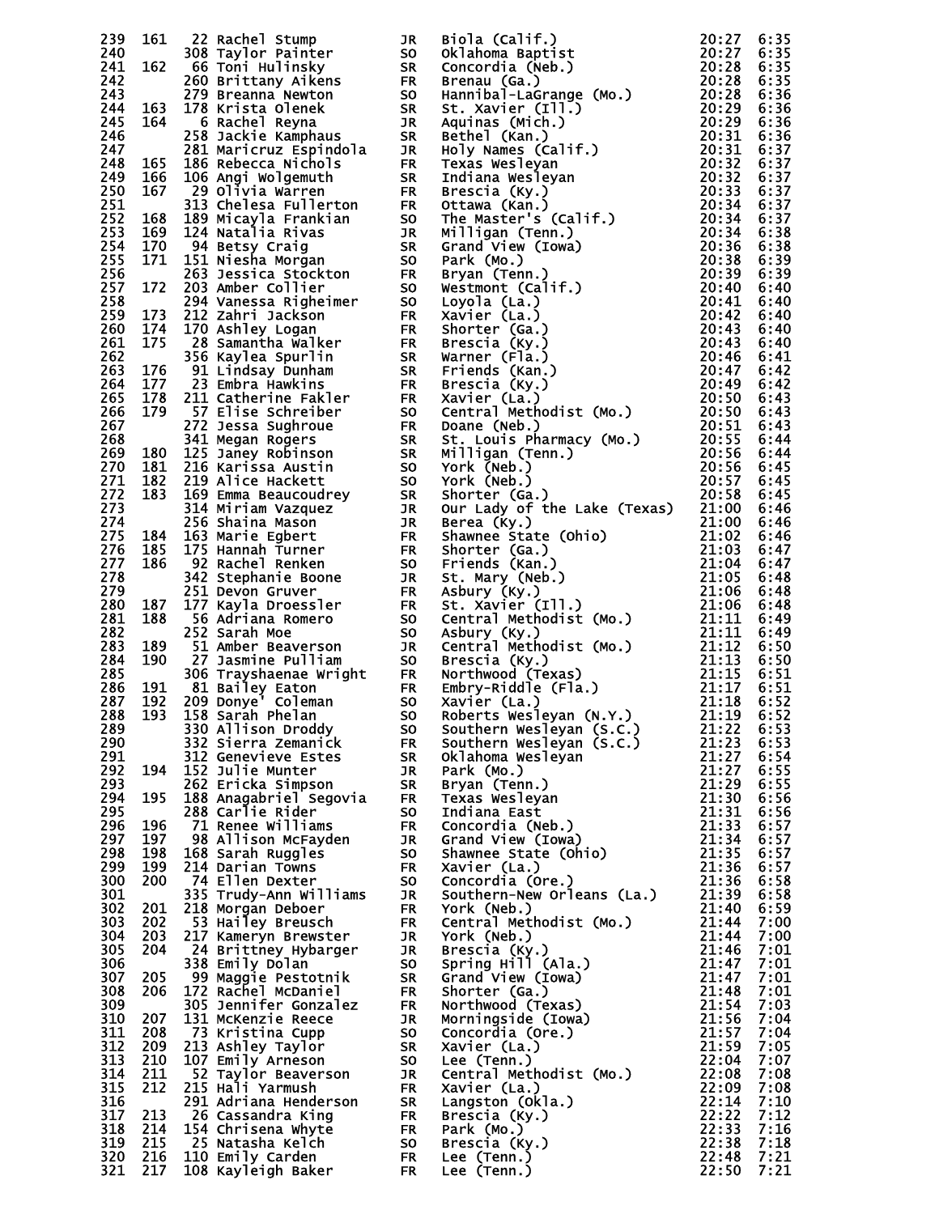| | | | | | | | |
|---|---|---|---|---|---|---|---|
| 239 | 161 | 22 | Rachel Stump | JR | Biola (Calif.) | 20:27 | 6:35 |
| 240 | | 308 | Taylor Painter | SO | Oklahoma Baptist | 20:27 | 6:35 |
| 241 | 162 | 66 | Toni Hulinsky | SR | Concordia (Neb.) | 20:28 | 6:35 |
| 242 | | 260 | Brittany Aikens | FR | Brenau (Ga.) | 20:28 | 6:35 |
| 243 | | 279 | Breanna Newton | SO | Hannibal-LaGrange (Mo.) | 20:28 | 6:36 |
| 244 | 163 | 178 | Krista Olenek | SR | St. Xavier (Ill.) | 20:29 | 6:36 |
| 245 | 164 | 6 | Rachel Reyna | JR | Aquinas (Mich.) | 20:29 | 6:36 |
| 246 | | 258 | Jackie Kamphaus | SR | Bethel (Kan.) | 20:31 | 6:36 |
| 247 | | 281 | Maricruz Espindola | JR | Holy Names (Calif.) | 20:31 | 6:37 |
| 248 | 165 | 186 | Rebecca Nichols | FR | Texas Wesleyan | 20:32 | 6:37 |
| 249 | 166 | 106 | Angi Wolgemuth | SR | Indiana Wesleyan | 20:32 | 6:37 |
| 250 | 167 | 29 | Olivia Warren | FR | Brescia (Ky.) | 20:33 | 6:37 |
| 251 | | 313 | Chelesa Fullerton | FR | Ottawa (Kan.) | 20:34 | 6:37 |
| 252 | 168 | 189 | Micayla Frankian | SO | The Master's (Calif.) | 20:34 | 6:37 |
| 253 | 169 | 124 | Natalia Rivas | JR | Milligan (Tenn.) | 20:34 | 6:38 |
| 254 | 170 | 94 | Betsy Craig | SR | Grand View (Iowa) | 20:36 | 6:38 |
| 255 | 171 | 151 | Niesha Morgan | SO | Park (Mo.) | 20:38 | 6:39 |
| 256 | | 263 | Jessica Stockton | FR | Bryan (Tenn.) | 20:39 | 6:39 |
| 257 | 172 | 203 | Amber Collier | SO | Westmont (Calif.) | 20:40 | 6:40 |
| 258 | | 294 | Vanessa Righeimer | SO | Loyola (La.) | 20:41 | 6:40 |
| 259 | 173 | 212 | Zahri Jackson | FR | Xavier (La.) | 20:42 | 6:40 |
| 260 | 174 | 170 | Ashley Logan | FR | Shorter (Ga.) | 20:43 | 6:40 |
| 261 | 175 | 28 | Samantha Walker | FR | Brescia (Ky.) | 20:43 | 6:40 |
| 262 | | 356 | Kaylea Spurlin | SR | Warner (Fla.) | 20:46 | 6:41 |
| 263 | 176 | 91 | Lindsay Dunham | SR | Friends (Kan.) | 20:47 | 6:42 |
| 264 | 177 | 23 | Embra Hawkins | FR | Brescia (Ky.) | 20:49 | 6:42 |
| 265 | 178 | 211 | Catherine Fakler | FR | Xavier (La.) | 20:50 | 6:43 |
| 266 | 179 | 57 | Elise Schreiber | SO | Central Methodist (Mo.) | 20:50 | 6:43 |
| 267 | | 272 | Jessa Sughroue | FR | Doane (Neb.) | 20:51 | 6:43 |
| 268 | | 341 | Megan Rogers | SR | St. Louis Pharmacy (Mo.) | 20:55 | 6:44 |
| 269 | 180 | 125 | Janey Robinson | SR | Milligan (Tenn.) | 20:56 | 6:44 |
| 270 | 181 | 216 | Karissa Austin | SO | York (Neb.) | 20:56 | 6:45 |
| 271 | 182 | 219 | Alice Hackett | SO | York (Neb.) | 20:57 | 6:45 |
| 272 | 183 | 169 | Emma Beaucoudrey | SR | Shorter (Ga.) | 20:58 | 6:45 |
| 273 | | 314 | Miriam Vazquez | JR | Our Lady of the Lake (Texas) | 21:00 | 6:46 |
| 274 | | 256 | Shaina Mason | JR | Berea (Ky.) | 21:00 | 6:46 |
| 275 | 184 | 163 | Marie Egbert | FR | Shawnee State (Ohio) | 21:02 | 6:46 |
| 276 | 185 | 175 | Hannah Turner | FR | Shorter (Ga.) | 21:03 | 6:47 |
| 277 | 186 | 92 | Rachel Renken | SO | Friends (Kan.) | 21:04 | 6:47 |
| 278 | | 342 | Stephanie Boone | JR | St. Mary (Neb.) | 21:05 | 6:48 |
| 279 | | 251 | Devon Gruver | FR | Asbury (Ky.) | 21:06 | 6:48 |
| 280 | 187 | 177 | Kayla Droessler | FR | St. Xavier (Ill.) | 21:06 | 6:48 |
| 281 | 188 | 56 | Adriana Romero | SO | Central Methodist (Mo.) | 21:11 | 6:49 |
| 282 | | 252 | Sarah Moe | SO | Asbury (Ky.) | 21:11 | 6:49 |
| 283 | 189 | 51 | Amber Beaverson | JR | Central Methodist (Mo.) | 21:12 | 6:50 |
| 284 | 190 | 27 | Jasmine Pulliam | SO | Brescia (Ky.) | 21:13 | 6:50 |
| 285 | | 306 | Trayshaenae Wright | FR | Northwood (Texas) | 21:15 | 6:51 |
| 286 | 191 | 81 | Bailey Eaton | FR | Embry-Riddle (Fla.) | 21:17 | 6:51 |
| 287 | 192 | 209 | Donye' Coleman | SO | Xavier (La.) | 21:18 | 6:52 |
| 288 | 193 | 158 | Sarah Phelan | SO | Roberts Wesleyan (N.Y.) | 21:19 | 6:52 |
| 289 | | 330 | Allison Droddy | SO | Southern Wesleyan (S.C.) | 21:22 | 6:53 |
| 290 | | 332 | Sierra Zemanick | FR | Southern Wesleyan (S.C.) | 21:23 | 6:53 |
| 291 | | 312 | Genevieve Estes | SR | Oklahoma Wesleyan | 21:27 | 6:54 |
| 292 | 194 | 152 | Julie Munter | JR | Park (Mo.) | 21:27 | 6:55 |
| 293 | | 262 | Ericka Simpson | SR | Bryan (Tenn.) | 21:29 | 6:55 |
| 294 | 195 | 188 | Anagabriel Segovia | FR | Texas Wesleyan | 21:30 | 6:56 |
| 295 | | 288 | Carlie Rider | SO | Indiana East | 21:31 | 6:56 |
| 296 | 196 | 71 | Renee Williams | FR | Concordia (Neb.) | 21:33 | 6:57 |
| 297 | 197 | 98 | Allison McFayden | JR | Grand View (Iowa) | 21:34 | 6:57 |
| 298 | 198 | 168 | Sarah Ruggles | SO | Shawnee State (Ohio) | 21:35 | 6:57 |
| 299 | 199 | 214 | Darian Towns | FR | Xavier (La.) | 21:36 | 6:57 |
| 300 | 200 | 74 | Ellen Dexter | SO | Concordia (Ore.) | 21:36 | 6:58 |
| 301 | | 335 | Trudy-Ann Williams | JR | Southern-New Orleans (La.) | 21:39 | 6:58 |
| 302 | 201 | 218 | Morgan Deboer | FR | York (Neb.) | 21:40 | 6:59 |
| 303 | 202 | 53 | Hailey Breusch | FR | Central Methodist (Mo.) | 21:44 | 7:00 |
| 304 | 203 | 217 | Kameryn Brewster | JR | York (Neb.) | 21:44 | 7:00 |
| 305 | 204 | 24 | Brittney Hybarger | JR | Brescia (Ky.) | 21:46 | 7:01 |
| 306 | | 338 | Emily Dolan | SO | Spring Hill (Ala.) | 21:47 | 7:01 |
| 307 | 205 | 99 | Maggie Pestotnik | SR | Grand View (Iowa) | 21:47 | 7:01 |
| 308 | 206 | 172 | Rachel McDaniel | FR | Shorter (Ga.) | 21:48 | 7:01 |
| 309 | | 305 | Jennifer Gonzalez | FR | Northwood (Texas) | 21:54 | 7:03 |
| 310 | 207 | 131 | McKenzie Reece | JR | Morningside (Iowa) | 21:56 | 7:04 |
| 311 | 208 | 73 | Kristina Cupp | SO | Concordia (Ore.) | 21:57 | 7:04 |
| 312 | 209 | 213 | Ashley Taylor | SR | Xavier (La.) | 21:59 | 7:05 |
| 313 | 210 | 107 | Emily Arneson | SO | Lee (Tenn.) | 22:04 | 7:07 |
| 314 | 211 | 52 | Taylor Beaverson | JR | Central Methodist (Mo.) | 22:08 | 7:08 |
| 315 | 212 | 215 | Hali Yarmush | FR | Xavier (La.) | 22:09 | 7:08 |
| 316 | | 291 | Adriana Henderson | SR | Langston (Okla.) | 22:14 | 7:10 |
| 317 | 213 | 26 | Cassandra King | FR | Brescia (Ky.) | 22:22 | 7:12 |
| 318 | 214 | 154 | Chrisena Whyte | FR | Park (Mo.) | 22:33 | 7:16 |
| 319 | 215 | 25 | Natasha Kelch | SO | Brescia (Ky.) | 22:38 | 7:18 |
| 320 | 216 | 110 | Emily Carden | FR | Lee (Tenn.) | 22:48 | 7:21 |
| 321 | 217 | 108 | Kayleigh Baker | FR | Lee (Tenn.) | 22:50 | 7:21 |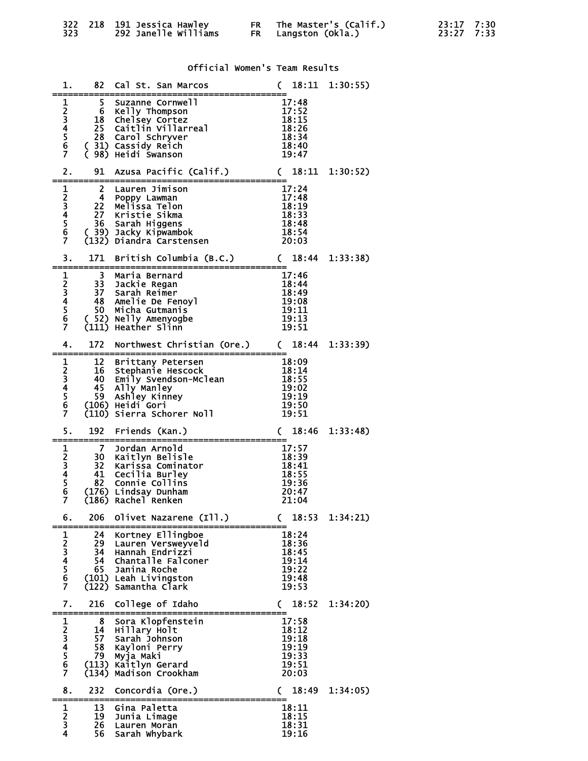```
322  218  191 Jessica Hawley        FR   The Master's (Calif.)         23:17  7:30
323       292 Janelle Williams      FR   Langston (Okla.)              23:27  7:33
```

## Official Women's Team Results

```
  1.     82  Cal St. San Marcos            (  18:11  1:30:55)
=================================================
  1       5  Suzanne Cornwell               17:48
  2       6  Kelly Thompson                 17:52
  3      18  Chelsey Cortez                 18:15
  4      25  Caitlin Villarreal             18:26
  5      28  Carol Schryver                 18:34
  6    ( 31) Cassidy Reich                  18:40
  7    ( 98) Heidi Swanson                  19:47

  2.     91  Azusa Pacific (Calif.)        (  18:11  1:30:52)
=================================================
  1       2  Lauren Jimison                 17:24
  2       4  Poppy Lawman                   17:48
  3      22  Melissa Telon                  18:19
  4      27  Kristie Sikma                  18:33
  5      36  Sarah Higgens                  18:48
  6    ( 39) Jacky Kipwambok                18:54
  7    (132) Diandra Carstensen             20:03

  3.    171  British Columbia (B.C.)       (  18:44  1:33:38)
=================================================
  1       3  Maria Bernard                  17:46
  2      33  Jackie Regan                   18:44
  3      37  Sarah Reimer                   18:49
  4      48  Amelie De Fenoyl               19:08
  5      50  Micha Gutmanis                 19:11
  6    ( 52) Nelly Amenyogbe                19:13
  7    (111) Heather Slinn                  19:51

  4.    172  Northwest Christian (Ore.)    (  18:44  1:33:39)
=================================================
  1      12  Brittany Petersen              18:09
  2      16  Stephanie Hescock              18:14
  3      40  Emily Svendson-Mclean          18:55
  4      45  Ally Manley                    19:02
  5      59  Ashley Kinney                  19:19
  6    (106) Heidi Gori                     19:50
  7    (110) Sierra Schorer Noll            19:51

  5.    192  Friends (Kan.)                (  18:46  1:33:48)
=================================================
  1       7  Jordan Arnold                  17:57
  2      30  Kaitlyn Belisle                18:39
  3      32  Karissa Cominator              18:41
  4      41  Cecilia Burley                 18:55
  5      82  Connie Collins                 19:36
  6    (176) Lindsay Dunham                 20:47
  7    (186) Rachel Renken                  21:04

  6.    206  Olivet Nazarene (Ill.)        (  18:53  1:34:21)
=================================================
  1      24  Kortney Ellingboe              18:24
  2      29  Lauren Versweyveld             18:36
  3      34  Hannah Endrizzi                18:45
  4      54  Chantalle Falconer             19:14
  5      65  Janina Roche                   19:22
  6    (101) Leah Livingston                19:48
  7    (122) Samantha Clark                 19:53

  7.    216  College of Idaho              (  18:52  1:34:20)
=================================================
  1       8  Sora Klopfenstein              17:58
  2      14  Hillary Holt                   18:12
  3      57  Sarah Johnson                  19:18
  4      58  Kayloni Perry                  19:19
  5      79  Myja Maki                      19:33
  6    (113) Kaitlyn Gerard                 19:51
  7    (134) Madison Crookham               20:03

  8.    232  Concordia (Ore.)              (  18:49  1:34:05)
=================================================
  1      13  Gina Paletta                   18:11
  2      19  Junia Limage                   18:15
  3      26  Lauren Moran                   18:31
  4      56  Sarah Whybark                  19:16
```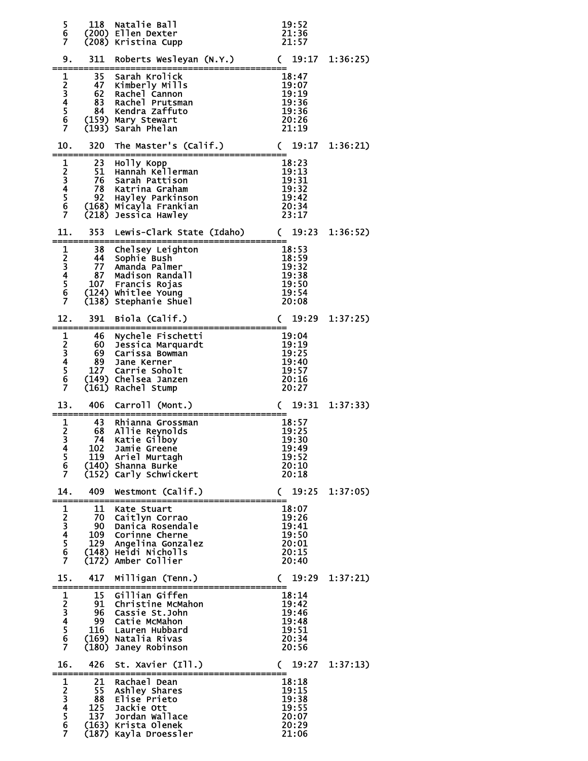```
  5     118  Natalie Ball                     19:52
  6    (200) Ellen Dexter                     21:36
  7    (208) Kristina Cupp                    21:57

  9.    311  Roberts Wesleyan (N.Y.)        ( 19:17  1:36:25)
================================================
  1      35  Sarah Krolick                    18:47
  2      47  Kimberly Mills                   19:07
  3      62  Rachel Cannon                    19:19
  4      83  Rachel Prutsman                  19:36
  5      84  Kendra Zaffuto                   19:36
  6    (159) Mary Stewart                     20:26
  7    (193) Sarah Phelan                     21:19

 10.    320  The Master's (Calif.)          ( 19:17  1:36:21)
================================================
  1      23  Holly Kopp                       18:23
  2      51  Hannah Kellerman                 19:13
  3      76  Sarah Pattison                   19:31
  4      78  Katrina Graham                   19:32
  5      92  Hayley Parkinson                 19:42
  6    (168) Micayla Frankian                 20:34
  7    (218) Jessica Hawley                   23:17

 11.    353  Lewis-Clark State (Idaho)      ( 19:23  1:36:52)
================================================
  1      38  Chelsey Leighton                 18:53
  2      44  Sophie Bush                      18:59
  3      77  Amanda Palmer                    19:32
  4      87  Madison Randall                  19:38
  5     107  Francis Rojas                    19:50
  6    (124) Whitlee Young                    19:54
  7    (138) Stephanie Shuel                  20:08

 12.    391  Biola (Calif.)                 ( 19:29  1:37:25)
================================================
  1      46  Nychele Fischetti                19:04
  2      60  Jessica Marquardt                19:19
  3      69  Carissa Bowman                   19:25
  4      89  Jane Kerner                      19:40
  5     127  Carrie Soholt                    19:57
  6    (149) Chelsea Janzen                   20:16
  7    (161) Rachel Stump                     20:27

 13.    406  Carroll (Mont.)                ( 19:31  1:37:33)
================================================
  1      43  Rhianna Grossman                 18:57
  2      68  Allie Reynolds                   19:25
  3      74  Katie Gilboy                     19:30
  4     102  Jamie Greene                     19:49
  5     119  Ariel Murtagh                    19:52
  6    (140) Shanna Burke                     20:10
  7    (152) Carly Schwickert                 20:18

 14.    409  Westmont (Calif.)              ( 19:25  1:37:05)
================================================
  1      11  Kate Stuart                      18:07
  2      70  Caitlyn Corrao                   19:26
  3      90  Danica Rosendale                 19:41
  4     109  Corinne Cherne                   19:50
  5     129  Angelina Gonzalez                20:01
  6    (148) Heidi Nicholls                   20:15
  7    (172) Amber Collier                    20:40

 15.    417  Milligan (Tenn.)               ( 19:29  1:37:21)
================================================
  1      15  Gillian Giffen                   18:14
  2      91  Christine McMahon                19:42
  3      96  Cassie St.John                   19:46
  4      99  Catie McMahon                    19:48
  5     116  Lauren Hubbard                   19:51
  6    (169) Natalia Rivas                    20:34
  7    (180) Janey Robinson                   20:56

 16.    426  St. Xavier (Ill.)              ( 19:27  1:37:13)
================================================
  1      21  Rachael Dean                     18:18
  2      55  Ashley Shares                    19:15
  3      88  Elise Prieto                     19:38
  4     125  Jackie Ott                       19:55
  5     137  Jordan Wallace                   20:07
  6    (163) Krista Olenek                    20:29
  7    (187) Kayla Droessler                  21:06
```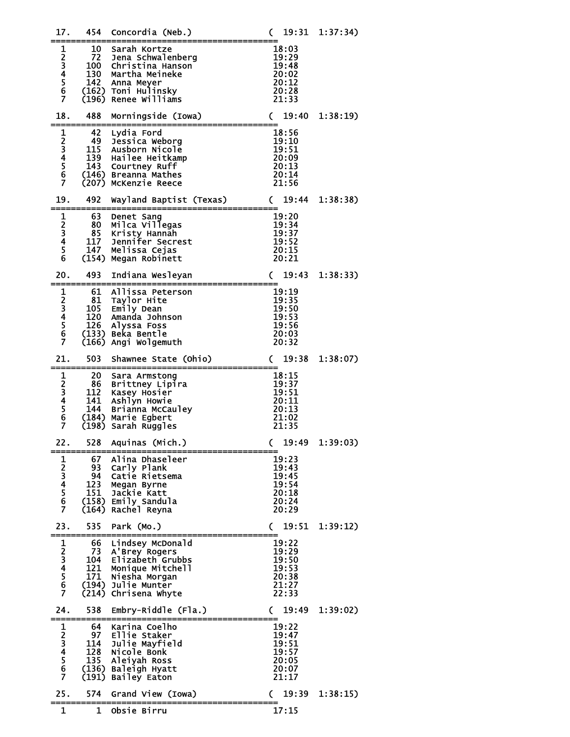```
 17.   454  Concordia (Neb.)                  (  19:31  1:37:34)
================================================
  1     10  Sarah Kortze                       18:03
  2     72  Jena Schwalenberg                  19:29
  3    100  Christina Hanson                   19:48
  4    130  Martha Meineke                     20:02
  5    142  Anna Meyer                         20:12
  6   (162) Toni Hulinsky                      20:28
  7   (196) Renee Williams                     21:33

 18.   488  Morningside (Iowa)                (  19:40  1:38:19)
================================================
  1     42  Lydia Ford                         18:56
  2     49  Jessica Weborg                     19:10
  3    115  Ausborn Nicole                     19:51
  4    139  Hailee Heitkamp                    20:09
  5    143  Courtney Ruff                      20:13
  6   (146) Breanna Mathes                     20:14
  7   (207) McKenzie Reece                     21:56

 19.   492  Wayland Baptist (Texas)           (  19:44  1:38:38)
================================================
  1     63  Denet Sang                         19:20
  2     80  Milca Villegas                     19:34
  3     85  Kristy Hannah                      19:37
  4    117  Jennifer Secrest                   19:52
  5    147  Melissa Cejas                      20:15
  6   (154) Megan Robinett                     20:21

 20.   493  Indiana Wesleyan                  (  19:43  1:38:33)
================================================
  1     61  Allissa Peterson                   19:19
  2     81  Taylor Hite                        19:35
  3    105  Emily Dean                         19:50
  4    120  Amanda Johnson                     19:53
  5    126  Alyssa Foss                        19:56
  6   (133) Beka Bentle                        20:03
  7   (166) Angi Wolgemuth                     20:32

 21.   503  Shawnee State (Ohio)              (  19:38  1:38:07)
================================================
  1     20  Sara Armstong                      18:15
  2     86  Brittney Lipira                    19:37
  3    112  Kasey Hosier                       19:51
  4    141  Ashlyn Howie                       20:11
  5    144  Brianna McCauley                   20:13
  6   (184) Marie Egbert                       21:02
  7   (198) Sarah Ruggles                      21:35

 22.   528  Aquinas (Mich.)                   (  19:49  1:39:03)
================================================
  1     67  Alina Dhaseleer                    19:23
  2     93  Carly Plank                        19:43
  3     94  Catie Rietsema                     19:45
  4    123  Megan Byrne                        19:54
  5    151  Jackie Katt                        20:18
  6   (158) Emily Sandula                      20:24
  7   (164) Rachel Reyna                       20:29

 23.   535  Park (Mo.)                        (  19:51  1:39:12)
================================================
  1     66  Lindsey McDonald                   19:22
  2     73  A'Brey Rogers                      19:29
  3    104  Elizabeth Grubbs                   19:50
  4    121  Monique Mitchell                   19:53
  5    171  Niesha Morgan                      20:38
  6   (194) Julie Munter                       21:27
  7   (214) Chrisena Whyte                     22:33

 24.   538  Embry-Riddle (Fla.)               (  19:49  1:39:02)
================================================
  1     64  Karina Coelho                      19:22
  2     97  Ellie Staker                       19:47
  3    114  Julie Mayfield                     19:51
  4    128  Nicole Bonk                        19:57
  5    135  Aleiyah Ross                       20:05
  6   (136) Baleigh Hyatt                      20:07
  7   (191) Bailey Eaton                       21:17

 25.   574  Grand View (Iowa)                 (  19:39  1:38:15)
================================================
  1      1  Obsie Birru                        17:15
```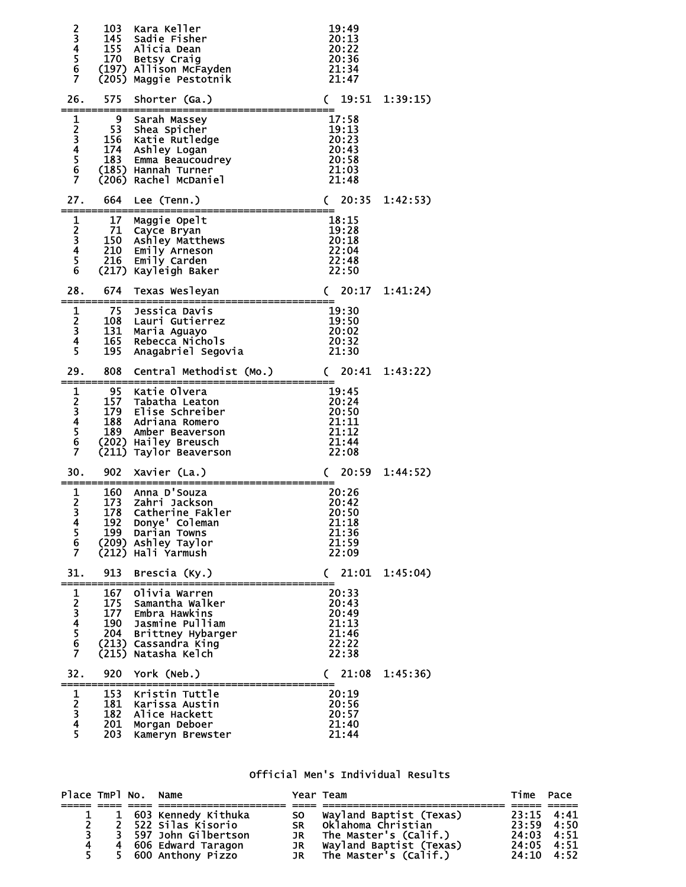```
  2     103  Kara Keller                       19:49
  3     145  Sadie Fisher                      20:13
  4     155  Alicia Dean                       20:22
  5     170  Betsy Craig                       20:36
  6    (197) Allison McFayden                  21:34
  7    (205) Maggie Pestotnik                  21:47

 26.    575  Shorter (Ga.)                   (  19:51  1:39:15)
================================================
  1       9  Sarah Massey                      17:58
  2      53  Shea Spicher                      19:13
  3     156  Katie Rutledge                    20:23
  4     174  Ashley Logan                      20:43
  5     183  Emma Beaucoudrey                  20:58
  6    (185) Hannah Turner                     21:03
  7    (206) Rachel McDaniel                   21:48

 27.    664  Lee (Tenn.)                     (  20:35  1:42:53)
================================================
  1      17  Maggie Opelt                      18:15
  2      71  Cayce Bryan                       19:28
  3     150  Ashley Matthews                   20:18
  4     210  Emily Arneson                     22:04
  5     216  Emily Carden                      22:48
  6    (217) Kayleigh Baker                    22:50

 28.    674  Texas Wesleyan                  (  20:17  1:41:24)
================================================
  1      75  Jessica Davis                     19:30
  2     108  Lauri Gutierrez                   19:50
  3     131  Maria Aguayo                      20:02
  4     165  Rebecca Nichols                   20:32
  5     195  Anagabriel Segovia                21:30

 29.    808  Central Methodist (Mo.)         (  20:41  1:43:22)
================================================
  1      95  Katie Olvera                      19:45
  2     157  Tabatha Leaton                    20:24
  3     179  Elise Schreiber                   20:50
  4     188  Adriana Romero                    21:11
  5     189  Amber Beaverson                   21:12
  6    (202) Hailey Breusch                    21:44
  7    (211) Taylor Beaverson                  22:08

 30.    902  Xavier (La.)                    (  20:59  1:44:52)
================================================
  1     160  Anna D'Souza                      20:26
  2     173  Zahri Jackson                     20:42
  3     178  Catherine Fakler                  20:50
  4     192  Donye' Coleman                    21:18
  5     199  Darian Towns                      21:36
  6    (209) Ashley Taylor                     21:59
  7    (212) Hali Yarmush                      22:09

 31.    913  Brescia (Ky.)                   (  21:01  1:45:04)
================================================
  1     167  Olivia Warren                     20:33
  2     175  Samantha Walker                   20:43
  3     177  Embra Hawkins                     20:49
  4     190  Jasmine Pulliam                   21:13
  5     204  Brittney Hybarger                 21:46
  6    (213) Cassandra King                    22:22
  7    (215) Natasha Kelch                     22:38

 32.    920  York (Neb.)                     (  21:08  1:45:36)
================================================
  1     153  Kristin Tuttle                    20:19
  2     181  Karissa Austin                    20:56
  3     182  Alice Hackett                     20:57
  4     201  Morgan Deboer                     21:40
  5     203  Kameryn Brewster                  21:44
```

## Official Men's Individual Results

| Place | TmPl | No. | Name | Year | Team | Time | Pace |
|---|---|---|---|---|---|---|---|
| 1 | 1 | 603 | Kennedy Kithuka | SO | Wayland Baptist (Texas) | 23:15 | 4:41 |
| 2 | 2 | 522 | Silas Kisorio | SR | Oklahoma Christian | 23:59 | 4:50 |
| 3 | 3 | 597 | John Gilbertson | JR | The Master's (Calif.) | 24:03 | 4:51 |
| 4 | 4 | 606 | Edward Taragon | JR | Wayland Baptist (Texas) | 24:05 | 4:51 |
| 5 | 5 | 600 | Anthony Pizzo | JR | The Master's (Calif.) | 24:10 | 4:52 |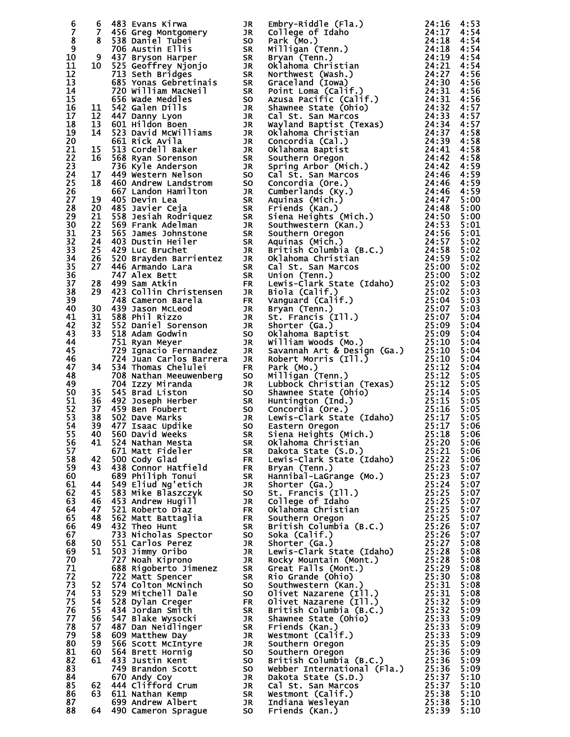| Place | Team Place | Bib | Name | Yr | School | Time | Pace |
|---|---|---|---|---|---|---|---|
| 6 | 6 | 483 | Evans Kirwa | JR | Embry-Riddle (Fla.) | 24:16 | 4:53 |
| 7 | 7 | 456 | Greg Montgomery | JR | College of Idaho | 24:17 | 4:54 |
| 8 | 8 | 538 | Daniel Tubei | SO | Park (Mo.) | 24:18 | 4:54 |
| 9 | | 706 | Austin Ellis | SR | Milligan (Tenn.) | 24:18 | 4:54 |
| 10 | 9 | 437 | Bryson Harper | SR | Bryan (Tenn.) | 24:19 | 4:54 |
| 11 | 10 | 525 | Geoffrey Njonjo | JR | Oklahoma Christian | 24:21 | 4:54 |
| 12 | | 713 | Seth Bridges | SR | Northwest (Wash.) | 24:27 | 4:56 |
| 13 | | 685 | Yonas Gebretinais | SR | Graceland (Iowa) | 24:30 | 4:56 |
| 14 | | 720 | William MacNeil | SR | Point Loma (Calif.) | 24:31 | 4:56 |
| 15 | | 656 | Wade Meddles | SO | Azusa Pacific (Calif.) | 24:31 | 4:56 |
| 16 | 11 | 542 | Galen Dills | JR | Shawnee State (Ohio) | 24:32 | 4:57 |
| 17 | 12 | 447 | Danny Lyon | JR | Cal St. San Marcos | 24:33 | 4:57 |
| 18 | 13 | 601 | Hildon Boen | JR | Wayland Baptist (Texas) | 24:34 | 4:57 |
| 19 | 14 | 523 | David McWilliams | JR | Oklahoma Christian | 24:37 | 4:58 |
| 20 | | 661 | Rick Avila | JR | Concordia (Cal.) | 24:39 | 4:58 |
| 21 | 15 | 513 | Cordell Baker | JR | Oklahoma Baptist | 24:41 | 4:58 |
| 22 | 16 | 568 | Ryan Sorenson | SR | Southern Oregon | 24:42 | 4:58 |
| 23 | | 736 | Kyle Anderson | JR | Spring Arbor (Mich.) | 24:42 | 4:59 |
| 24 | 17 | 449 | Western Nelson | SO | Cal St. San Marcos | 24:46 | 4:59 |
| 25 | 18 | 460 | Andrew Landstrom | SO | Concordia (Ore.) | 24:46 | 4:59 |
| 26 | | 667 | Landon Hamilton | JR | Cumberlands (Ky.) | 24:46 | 4:59 |
| 27 | 19 | 405 | Devin Lea | SR | Aquinas (Mich.) | 24:47 | 5:00 |
| 28 | 20 | 485 | Javier Ceja | SR | Friends (Kan.) | 24:48 | 5:00 |
| 29 | 21 | 558 | Jesiah Rodriquez | SR | Siena Heights (Mich.) | 24:50 | 5:00 |
| 30 | 22 | 569 | Frank Adelman | JR | Southwestern (Kan.) | 24:53 | 5:01 |
| 31 | 23 | 565 | James Johnstone | SR | Southern Oregon | 24:56 | 5:01 |
| 32 | 24 | 403 | Dustin Heiler | SR | Aquinas (Mich.) | 24:57 | 5:02 |
| 33 | 25 | 429 | Luc Bruchet | JR | British Columbia (B.C.) | 24:58 | 5:02 |
| 34 | 26 | 520 | Brayden Barrientez | JR | Oklahoma Christian | 24:59 | 5:02 |
| 35 | 27 | 446 | Armando Lara | SR | Cal St. San Marcos | 25:00 | 5:02 |
| 36 | | 747 | Alex Bett | SR | Union (Tenn.) | 25:00 | 5:02 |
| 37 | 28 | 499 | Sam Atkin | FR | Lewis-Clark State (Idaho) | 25:02 | 5:03 |
| 38 | 29 | 423 | Collin Christensen | JR | Biola (Calif.) | 25:02 | 5:03 |
| 39 | | 748 | Cameron Barela | FR | Vanguard (Calif.) | 25:04 | 5:03 |
| 40 | 30 | 439 | Jason McLeod | JR | Bryan (Tenn.) | 25:07 | 5:03 |
| 41 | 31 | 588 | Phil Rizzo | JR | St. Francis (Ill.) | 25:07 | 5:04 |
| 42 | 32 | 552 | Daniel Sorenson | JR | Shorter (Ga.) | 25:09 | 5:04 |
| 43 | 33 | 518 | Adam Godwin | SO | Oklahoma Baptist | 25:09 | 5:04 |
| 44 | | 751 | Ryan Meyer | JR | William Woods (Mo.) | 25:10 | 5:04 |
| 45 | | 729 | Ignacio Fernandez | JR | Savannah Art & Design (Ga.) | 25:10 | 5:04 |
| 46 | | 724 | Juan Carlos Barrera | JR | Robert Morris (Ill.) | 25:10 | 5:04 |
| 47 | 34 | 534 | Thomas Chelulei | FR | Park (Mo.) | 25:12 | 5:04 |
| 48 | | 708 | Nathan Meeuwenberg | SO | Milligan (Tenn.) | 25:12 | 5:05 |
| 49 | | 704 | Izzy Miranda | JR | Lubbock Christian (Texas) | 25:12 | 5:05 |
| 50 | 35 | 545 | Brad Liston | SO | Shawnee State (Ohio) | 25:14 | 5:05 |
| 51 | 36 | 492 | Joseph Herber | SR | Huntington (Ind.) | 25:15 | 5:05 |
| 52 | 37 | 459 | Ben Foubert | SO | Concordia (Ore.) | 25:16 | 5:05 |
| 53 | 38 | 502 | Dave Marks | JR | Lewis-Clark State (Idaho) | 25:17 | 5:05 |
| 54 | 39 | 477 | Isaac Updike | SO | Eastern Oregon | 25:17 | 5:06 |
| 55 | 40 | 560 | David Weeks | SR | Siena Heights (Mich.) | 25:18 | 5:06 |
| 56 | 41 | 524 | Nathan Mesta | SR | Oklahoma Christian | 25:20 | 5:06 |
| 57 | | 671 | Matt Fideler | SR | Dakota State (S.D.) | 25:21 | 5:06 |
| 58 | 42 | 500 | Cody Glad | FR | Lewis-Clark State (Idaho) | 25:22 | 5:06 |
| 59 | 43 | 438 | Connor Hatfield | FR | Bryan (Tenn.) | 25:23 | 5:07 |
| 60 | | 689 | Philiph Tonui | SR | Hannibal-LaGrange (Mo.) | 25:23 | 5:07 |
| 61 | 44 | 549 | Eliud Ng'etich | JR | Shorter (Ga.) | 25:24 | 5:07 |
| 62 | 45 | 583 | Mike Blaszczyk | SO | St. Francis (Ill.) | 25:25 | 5:07 |
| 63 | 46 | 453 | Andrew Hugill | JR | College of Idaho | 25:25 | 5:07 |
| 64 | 47 | 521 | Roberto Diaz | FR | Oklahoma Christian | 25:25 | 5:07 |
| 65 | 48 | 562 | Matt Battaglia | FR | Southern Oregon | 25:25 | 5:07 |
| 66 | 49 | 432 | Theo Hunt | SR | British Columbia (B.C.) | 25:26 | 5:07 |
| 67 | | 733 | Nicholas Spector | SO | Soka (Calif.) | 25:26 | 5:07 |
| 68 | 50 | 551 | Carlos Perez | JR | Shorter (Ga.) | 25:27 | 5:08 |
| 69 | 51 | 503 | Jimmy Oribo | JR | Lewis-Clark State (Idaho) | 25:28 | 5:08 |
| 70 | | 727 | Noah Kiprono | JR | Rocky Mountain (Mont.) | 25:28 | 5:08 |
| 71 | | 688 | Rigoberto Jimenez | SR | Great Falls (Mont.) | 25:29 | 5:08 |
| 72 | | 722 | Matt Spencer | SR | Rio Grande (Ohio) | 25:30 | 5:08 |
| 73 | 52 | 574 | Colton McNinch | SO | Southwestern (Kan.) | 25:31 | 5:08 |
| 74 | 53 | 529 | Mitchell Dale | SO | Olivet Nazarene (Ill.) | 25:31 | 5:08 |
| 75 | 54 | 528 | Dylan Creger | FR | Olivet Nazarene (Ill.) | 25:32 | 5:09 |
| 76 | 55 | 434 | Jordan Smith | SR | British Columbia (B.C.) | 25:32 | 5:09 |
| 77 | 56 | 547 | Blake Wysocki | JR | Shawnee State (Ohio) | 25:33 | 5:09 |
| 78 | 57 | 487 | Dan Neidlinger | SR | Friends (Kan.) | 25:33 | 5:09 |
| 79 | 58 | 609 | Matthew Day | JR | Westmont (Calif.) | 25:33 | 5:09 |
| 80 | 59 | 566 | Scott McIntyre | JR | Southern Oregon | 25:35 | 5:09 |
| 81 | 60 | 564 | Brett Hornig | SO | Southern Oregon | 25:36 | 5:09 |
| 82 | 61 | 433 | Justin Kent | SO | British Columbia (B.C.) | 25:36 | 5:09 |
| 83 | | 749 | Brandon Scott | SO | Webber International (Fla.) | 25:36 | 5:09 |
| 84 | | 670 | Andy Coy | JR | Dakota State (S.D.) | 25:37 | 5:10 |
| 85 | 62 | 444 | Clifford Crum | JR | Cal St. San Marcos | 25:37 | 5:10 |
| 86 | 63 | 611 | Nathan Kemp | SR | Westmont (Calif.) | 25:38 | 5:10 |
| 87 | | 699 | Andrew Albert | JR | Indiana Wesleyan | 25:38 | 5:10 |
| 88 | 64 | 490 | Cameron Sprague | SO | Friends (Kan.) | 25:39 | 5:10 |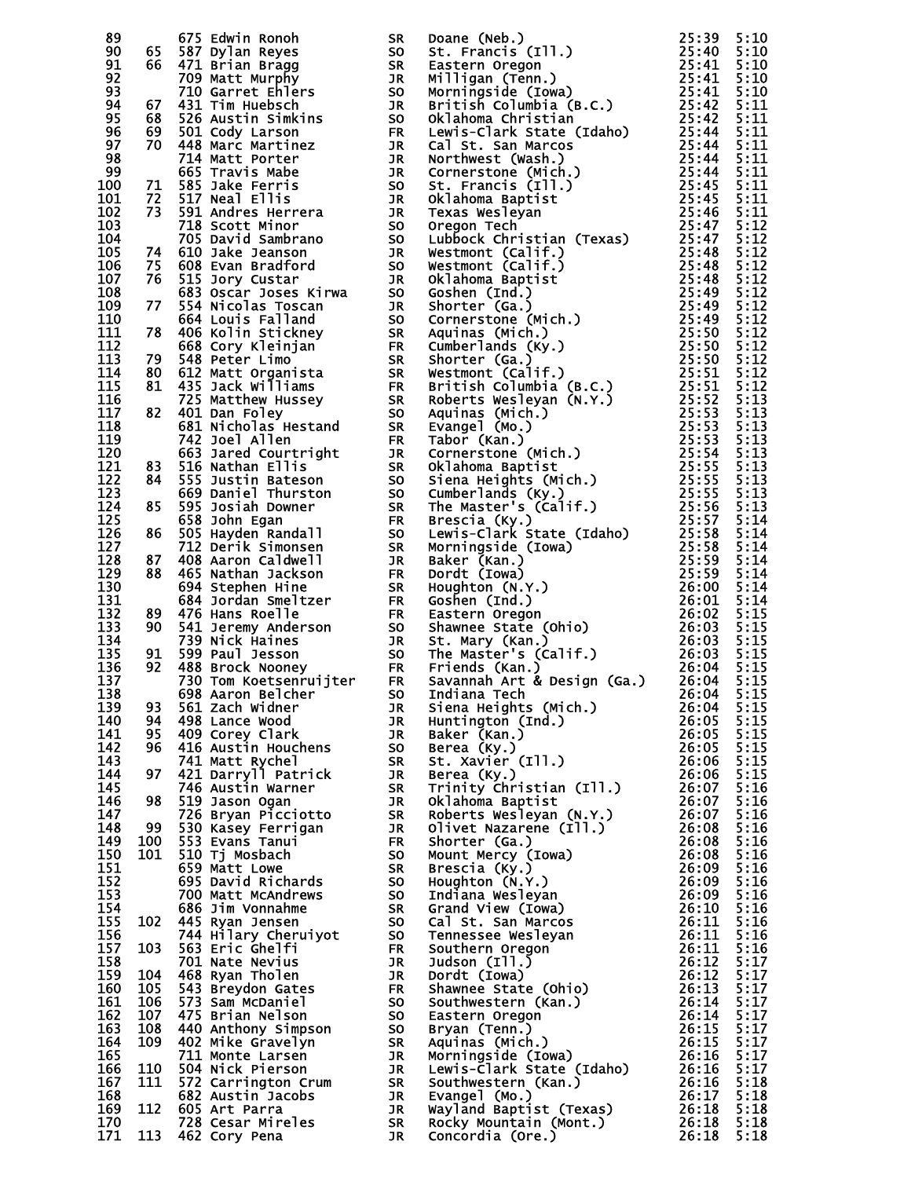| | | | | | | | |
|---|---|---|---|---|---|---|---|
| 89 | | 675 | Edwin Ronoh | SR | Doane (Neb.) | 25:39 | 5:10 |
| 90 | 65 | 587 | Dylan Reyes | SO | St. Francis (Ill.) | 25:40 | 5:10 |
| 91 | 66 | 471 | Brian Bragg | SR | Eastern Oregon | 25:41 | 5:10 |
| 92 | | 709 | Matt Murphy | JR | Milligan (Tenn.) | 25:41 | 5:10 |
| 93 | | 710 | Garret Ehlers | SO | Morningside (Iowa) | 25:41 | 5:10 |
| 94 | 67 | 431 | Tim Huebsch | JR | British Columbia (B.C.) | 25:42 | 5:11 |
| 95 | 68 | 526 | Austin Simkins | SO | Oklahoma Christian | 25:42 | 5:11 |
| 96 | 69 | 501 | Cody Larson | FR | Lewis-Clark State (Idaho) | 25:44 | 5:11 |
| 97 | 70 | 448 | Marc Martinez | JR | Cal St. San Marcos | 25:44 | 5:11 |
| 98 | | 714 | Matt Porter | JR | Northwest (Wash.) | 25:44 | 5:11 |
| 99 | | 665 | Travis Mabe | JR | Cornerstone (Mich.) | 25:44 | 5:11 |
| 100 | 71 | 585 | Jake Ferris | SO | St. Francis (Ill.) | 25:45 | 5:11 |
| 101 | 72 | 517 | Neal Ellis | JR | Oklahoma Baptist | 25:45 | 5:11 |
| 102 | 73 | 591 | Andres Herrera | JR | Texas Wesleyan | 25:46 | 5:11 |
| 103 | | 718 | Scott Minor | SO | Oregon Tech | 25:47 | 5:12 |
| 104 | | 705 | David Sambrano | SO | Lubbock Christian (Texas) | 25:47 | 5:12 |
| 105 | 74 | 610 | Jake Jeanson | JR | Westmont (Calif.) | 25:48 | 5:12 |
| 106 | 75 | 608 | Evan Bradford | SO | Westmont (Calif.) | 25:48 | 5:12 |
| 107 | 76 | 515 | Jory Custar | JR | Oklahoma Baptist | 25:48 | 5:12 |
| 108 | | 683 | Oscar Joses Kirwa | SO | Goshen (Ind.) | 25:49 | 5:12 |
| 109 | 77 | 554 | Nicolas Toscan | JR | Shorter (Ga.) | 25:49 | 5:12 |
| 110 | | 664 | Louis Falland | SO | Cornerstone (Mich.) | 25:49 | 5:12 |
| 111 | 78 | 406 | Kolin Stickney | SR | Aquinas (Mich.) | 25:50 | 5:12 |
| 112 | | 668 | Cory Kleinjan | FR | Cumberlands (Ky.) | 25:50 | 5:12 |
| 113 | 79 | 548 | Peter Limo | SR | Shorter (Ga.) | 25:50 | 5:12 |
| 114 | 80 | 612 | Matt Organista | SR | Westmont (Calif.) | 25:51 | 5:12 |
| 115 | 81 | 435 | Jack Williams | FR | British Columbia (B.C.) | 25:51 | 5:12 |
| 116 | | 725 | Matthew Hussey | SR | Roberts Wesleyan (N.Y.) | 25:52 | 5:13 |
| 117 | 82 | 401 | Dan Foley | SO | Aquinas (Mich.) | 25:53 | 5:13 |
| 118 | | 681 | Nicholas Hestand | SR | Evangel (Mo.) | 25:53 | 5:13 |
| 119 | | 742 | Joel Allen | FR | Tabor (Kan.) | 25:53 | 5:13 |
| 120 | | 663 | Jared Courtright | JR | Cornerstone (Mich.) | 25:54 | 5:13 |
| 121 | 83 | 516 | Nathan Ellis | SR | Oklahoma Baptist | 25:55 | 5:13 |
| 122 | 84 | 555 | Justin Bateson | SO | Siena Heights (Mich.) | 25:55 | 5:13 |
| 123 | | 669 | Daniel Thurston | SO | Cumberlands (Ky.) | 25:55 | 5:13 |
| 124 | 85 | 595 | Josiah Downer | SR | The Master's (Calif.) | 25:56 | 5:13 |
| 125 | | 658 | John Egan | FR | Brescia (Ky.) | 25:57 | 5:14 |
| 126 | 86 | 505 | Hayden Randall | SO | Lewis-Clark State (Idaho) | 25:58 | 5:14 |
| 127 | | 712 | Derik Simonsen | SR | Morningside (Iowa) | 25:58 | 5:14 |
| 128 | 87 | 408 | Aaron Caldwell | JR | Baker (Kan.) | 25:59 | 5:14 |
| 129 | 88 | 465 | Nathan Jackson | FR | Dordt (Iowa) | 25:59 | 5:14 |
| 130 | | 694 | Stephen Hine | SR | Houghton (N.Y.) | 26:00 | 5:14 |
| 131 | | 684 | Jordan Smeltzer | FR | Goshen (Ind.) | 26:01 | 5:14 |
| 132 | 89 | 476 | Hans Roelle | FR | Eastern Oregon | 26:02 | 5:15 |
| 133 | 90 | 541 | Jeremy Anderson | SO | Shawnee State (Ohio) | 26:03 | 5:15 |
| 134 | | 739 | Nick Haines | JR | St. Mary (Kan.) | 26:03 | 5:15 |
| 135 | 91 | 599 | Paul Jesson | SO | The Master's (Calif.) | 26:03 | 5:15 |
| 136 | 92 | 488 | Brock Nooney | FR | Friends (Kan.) | 26:04 | 5:15 |
| 137 | | 730 | Tom Koetsenruijter | FR | Savannah Art & Design (Ga.) | 26:04 | 5:15 |
| 138 | | 698 | Aaron Belcher | SO | Indiana Tech | 26:04 | 5:15 |
| 139 | 93 | 561 | Zach Widner | JR | Siena Heights (Mich.) | 26:04 | 5:15 |
| 140 | 94 | 498 | Lance Wood | JR | Huntington (Ind.) | 26:05 | 5:15 |
| 141 | 95 | 409 | Corey Clark | JR | Baker (Kan.) | 26:05 | 5:15 |
| 142 | 96 | 416 | Austin Houchens | SO | Berea (Ky.) | 26:05 | 5:15 |
| 143 | | 741 | Matt Rychel | SR | St. Xavier (Ill.) | 26:06 | 5:15 |
| 144 | 97 | 421 | Darryll Patrick | JR | Berea (Ky.) | 26:06 | 5:15 |
| 145 | | 746 | Austin Warner | SR | Trinity Christian (Ill.) | 26:07 | 5:16 |
| 146 | 98 | 519 | Jason Ogan | JR | Oklahoma Baptist | 26:07 | 5:16 |
| 147 | | 726 | Bryan Picciotto | SR | Roberts Wesleyan (N.Y.) | 26:07 | 5:16 |
| 148 | 99 | 530 | Kasey Ferrigan | JR | Olivet Nazarene (Ill.) | 26:08 | 5:16 |
| 149 | 100 | 553 | Evans Tanui | FR | Shorter (Ga.) | 26:08 | 5:16 |
| 150 | 101 | 510 | Tj Mosbach | SO | Mount Mercy (Iowa) | 26:08 | 5:16 |
| 151 | | 659 | Matt Lowe | SR | Brescia (Ky.) | 26:09 | 5:16 |
| 152 | | 695 | David Richards | SO | Houghton (N.Y.) | 26:09 | 5:16 |
| 153 | | 700 | Matt McAndrews | SO | Indiana Wesleyan | 26:09 | 5:16 |
| 154 | | 686 | Jim Vonnahme | SR | Grand View (Iowa) | 26:10 | 5:16 |
| 155 | 102 | 445 | Ryan Jensen | SO | Cal St. San Marcos | 26:11 | 5:16 |
| 156 | | 744 | Hilary Cheruiyot | SO | Tennessee Wesleyan | 26:11 | 5:16 |
| 157 | 103 | 563 | Eric Ghelfi | FR | Southern Oregon | 26:11 | 5:16 |
| 158 | | 701 | Nate Nevius | JR | Judson (Ill.) | 26:12 | 5:17 |
| 159 | 104 | 468 | Ryan Tholen | JR | Dordt (Iowa) | 26:12 | 5:17 |
| 160 | 105 | 543 | Breydon Gates | FR | Shawnee State (Ohio) | 26:13 | 5:17 |
| 161 | 106 | 573 | Sam McDaniel | SO | Southwestern (Kan.) | 26:14 | 5:17 |
| 162 | 107 | 475 | Brian Nelson | SO | Eastern Oregon | 26:14 | 5:17 |
| 163 | 108 | 440 | Anthony Simpson | SO | Bryan (Tenn.) | 26:15 | 5:17 |
| 164 | 109 | 402 | Mike Gravelyn | SR | Aquinas (Mich.) | 26:15 | 5:17 |
| 165 | | 711 | Monte Larsen | JR | Morningside (Iowa) | 26:16 | 5:17 |
| 166 | 110 | 504 | Nick Pierson | JR | Lewis-Clark State (Idaho) | 26:16 | 5:17 |
| 167 | 111 | 572 | Carrington Crum | SR | Southwestern (Kan.) | 26:16 | 5:18 |
| 168 | | 682 | Austin Jacobs | JR | Evangel (Mo.) | 26:17 | 5:18 |
| 169 | 112 | 605 | Art Parra | JR | Wayland Baptist (Texas) | 26:18 | 5:18 |
| 170 | | 728 | Cesar Mireles | SR | Rocky Mountain (Mont.) | 26:18 | 5:18 |
| 171 | 113 | 462 | Cory Pena | JR | Concordia (Ore.) | 26:18 | 5:18 |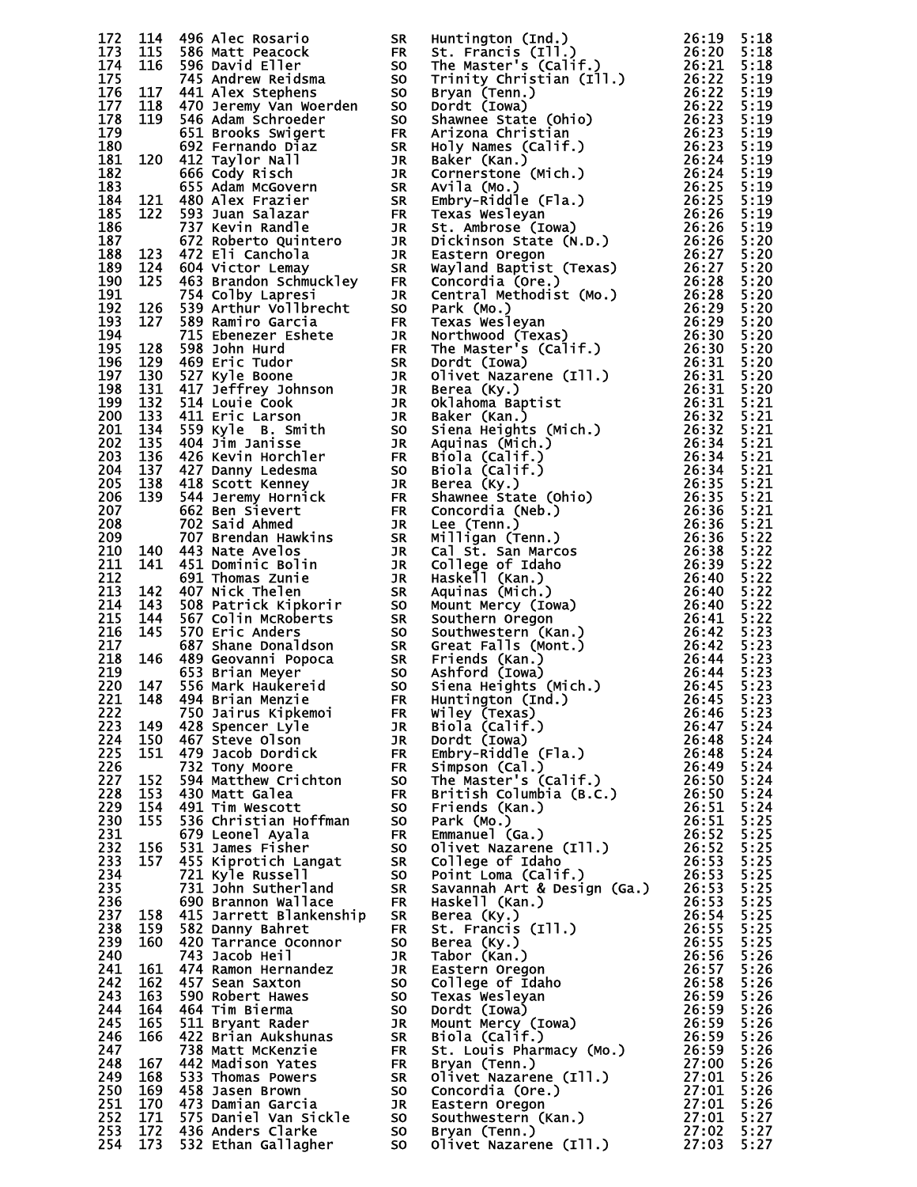| | | | | | | | |
|---|---|---|---|---|---|---|---|
| 172 | 114 | 496 | Alec Rosario | SR | Huntington (Ind.) | 26:19 | 5:18 |
| 173 | 115 | 586 | Matt Peacock | FR | St. Francis (Ill.) | 26:20 | 5:18 |
| 174 | 116 | 596 | David Eller | SO | The Master's (Calif.) | 26:21 | 5:18 |
| 175 | | 745 | Andrew Reidsma | SO | Trinity Christian (Ill.) | 26:22 | 5:19 |
| 176 | 117 | 441 | Alex Stephens | SO | Bryan (Tenn.) | 26:22 | 5:19 |
| 177 | 118 | 470 | Jeremy Van Woerden | SO | Dordt (Iowa) | 26:22 | 5:19 |
| 178 | 119 | 546 | Adam Schroeder | SO | Shawnee State (Ohio) | 26:23 | 5:19 |
| 179 | | 651 | Brooks Swigert | FR | Arizona Christian | 26:23 | 5:19 |
| 180 | | 692 | Fernando Diaz | SR | Holy Names (Calif.) | 26:23 | 5:19 |
| 181 | 120 | 412 | Taylor Nall | JR | Baker (Kan.) | 26:24 | 5:19 |
| 182 | | 666 | Cody Risch | JR | Cornerstone (Mich.) | 26:24 | 5:19 |
| 183 | | 655 | Adam McGovern | SR | Avila (Mo.) | 26:25 | 5:19 |
| 184 | 121 | 480 | Alex Frazier | SR | Embry-Riddle (Fla.) | 26:25 | 5:19 |
| 185 | 122 | 593 | Juan Salazar | FR | Texas Wesleyan | 26:26 | 5:19 |
| 186 | | 737 | Kevin Randle | JR | St. Ambrose (Iowa) | 26:26 | 5:19 |
| 187 | | 672 | Roberto Quintero | JR | Dickinson State (N.D.) | 26:26 | 5:20 |
| 188 | 123 | 472 | Eli Canchola | JR | Eastern Oregon | 26:27 | 5:20 |
| 189 | 124 | 604 | Victor Lemay | SR | Wayland Baptist (Texas) | 26:27 | 5:20 |
| 190 | 125 | 463 | Brandon Schmuckley | FR | Concordia (Ore.) | 26:28 | 5:20 |
| 191 | | 754 | Colby Lapresi | JR | Central Methodist (Mo.) | 26:28 | 5:20 |
| 192 | 126 | 539 | Arthur Vollbrecht | SO | Park (Mo.) | 26:29 | 5:20 |
| 193 | 127 | 589 | Ramiro Garcia | FR | Texas Wesleyan | 26:29 | 5:20 |
| 194 | | 715 | Ebenezer Eshete | JR | Northwood (Texas) | 26:30 | 5:20 |
| 195 | 128 | 598 | John Hurd | FR | The Master's (Calif.) | 26:30 | 5:20 |
| 196 | 129 | 469 | Eric Tudor | SR | Dordt (Iowa) | 26:31 | 5:20 |
| 197 | 130 | 527 | Kyle Boone | JR | Olivet Nazarene (Ill.) | 26:31 | 5:20 |
| 198 | 131 | 417 | Jeffrey Johnson | JR | Berea (Ky.) | 26:31 | 5:20 |
| 199 | 132 | 514 | Louie Cook | JR | Oklahoma Baptist | 26:31 | 5:21 |
| 200 | 133 | 411 | Eric Larson | JR | Baker (Kan.) | 26:32 | 5:21 |
| 201 | 134 | 559 | Kyle B. Smith | SO | Siena Heights (Mich.) | 26:32 | 5:21 |
| 202 | 135 | 404 | Jim Janisse | JR | Aquinas (Mich.) | 26:34 | 5:21 |
| 203 | 136 | 426 | Kevin Horchler | FR | Biola (Calif.) | 26:34 | 5:21 |
| 204 | 137 | 427 | Danny Ledesma | SO | Biola (Calif.) | 26:34 | 5:21 |
| 205 | 138 | 418 | Scott Kenney | JR | Berea (Ky.) | 26:35 | 5:21 |
| 206 | 139 | 544 | Jeremy Hornick | FR | Shawnee State (Ohio) | 26:35 | 5:21 |
| 207 | | 662 | Ben Sievert | FR | Concordia (Neb.) | 26:36 | 5:21 |
| 208 | | 702 | Said Ahmed | JR | Lee (Tenn.) | 26:36 | 5:21 |
| 209 | | 707 | Brendan Hawkins | SR | Milligan (Tenn.) | 26:36 | 5:22 |
| 210 | 140 | 443 | Nate Avelos | JR | Cal St. San Marcos | 26:38 | 5:22 |
| 211 | 141 | 451 | Dominic Bolin | JR | College of Idaho | 26:39 | 5:22 |
| 212 | | 691 | Thomas Zunie | JR | Haskell (Kan.) | 26:40 | 5:22 |
| 213 | 142 | 407 | Nick Thelen | SR | Aquinas (Mich.) | 26:40 | 5:22 |
| 214 | 143 | 508 | Patrick Kipkorir | SO | Mount Mercy (Iowa) | 26:40 | 5:22 |
| 215 | 144 | 567 | Colin McRoberts | SR | Southern Oregon | 26:41 | 5:22 |
| 216 | 145 | 570 | Eric Anders | SO | Southwestern (Kan.) | 26:42 | 5:23 |
| 217 | | 687 | Shane Donaldson | SR | Great Falls (Mont.) | 26:42 | 5:23 |
| 218 | 146 | 489 | Geovanni Popoca | SR | Friends (Kan.) | 26:44 | 5:23 |
| 219 | | 653 | Brian Meyer | SO | Ashford (Iowa) | 26:44 | 5:23 |
| 220 | 147 | 556 | Mark Haukereid | SO | Siena Heights (Mich.) | 26:45 | 5:23 |
| 221 | 148 | 494 | Brian Menzie | FR | Huntington (Ind.) | 26:45 | 5:23 |
| 222 | | 750 | Jairus Kipkemoi | FR | Wiley (Texas) | 26:46 | 5:23 |
| 223 | 149 | 428 | Spencer Lyle | JR | Biola (Calif.) | 26:47 | 5:24 |
| 224 | 150 | 467 | Steve Olson | JR | Dordt (Iowa) | 26:48 | 5:24 |
| 225 | 151 | 479 | Jacob Dordick | FR | Embry-Riddle (Fla.) | 26:48 | 5:24 |
| 226 | | 732 | Tony Moore | FR | Simpson (Cal.) | 26:49 | 5:24 |
| 227 | 152 | 594 | Matthew Crichton | SO | The Master's (Calif.) | 26:50 | 5:24 |
| 228 | 153 | 430 | Matt Galea | FR | British Columbia (B.C.) | 26:50 | 5:24 |
| 229 | 154 | 491 | Tim Wescott | SO | Friends (Kan.) | 26:51 | 5:24 |
| 230 | 155 | 536 | Christian Hoffman | SO | Park (Mo.) | 26:51 | 5:25 |
| 231 | | 679 | Leonel Ayala | FR | Emmanuel (Ga.) | 26:52 | 5:25 |
| 232 | 156 | 531 | James Fisher | SO | Olivet Nazarene (Ill.) | 26:52 | 5:25 |
| 233 | 157 | 455 | Kiprotich Langat | SR | College of Idaho | 26:53 | 5:25 |
| 234 | | 721 | Kyle Russell | SO | Point Loma (Calif.) | 26:53 | 5:25 |
| 235 | | 731 | John Sutherland | SR | Savannah Art & Design (Ga.) | 26:53 | 5:25 |
| 236 | | 690 | Brannon Wallace | FR | Haskell (Kan.) | 26:53 | 5:25 |
| 237 | 158 | 415 | Jarrett Blankenship | SR | Berea (Ky.) | 26:54 | 5:25 |
| 238 | 159 | 582 | Danny Bahret | FR | St. Francis (Ill.) | 26:55 | 5:25 |
| 239 | 160 | 420 | Tarrance Oconnor | SO | Berea (Ky.) | 26:55 | 5:25 |
| 240 | | 743 | Jacob Heil | JR | Tabor (Kan.) | 26:56 | 5:26 |
| 241 | 161 | 474 | Ramon Hernandez | JR | Eastern Oregon | 26:57 | 5:26 |
| 242 | 162 | 457 | Sean Saxton | SO | College of Idaho | 26:58 | 5:26 |
| 243 | 163 | 590 | Robert Hawes | SO | Texas Wesleyan | 26:59 | 5:26 |
| 244 | 164 | 464 | Tim Bierma | SO | Dordt (Iowa) | 26:59 | 5:26 |
| 245 | 165 | 511 | Bryant Rader | JR | Mount Mercy (Iowa) | 26:59 | 5:26 |
| 246 | 166 | 422 | Brian Aukshunas | SR | Biola (Calif.) | 26:59 | 5:26 |
| 247 | | 738 | Matt McKenzie | FR | St. Louis Pharmacy (Mo.) | 26:59 | 5:26 |
| 248 | 167 | 442 | Madison Yates | FR | Bryan (Tenn.) | 27:00 | 5:26 |
| 249 | 168 | 533 | Thomas Powers | SR | Olivet Nazarene (Ill.) | 27:01 | 5:26 |
| 250 | 169 | 458 | Jasen Brown | SO | Concordia (Ore.) | 27:01 | 5:26 |
| 251 | 170 | 473 | Damian Garcia | JR | Eastern Oregon | 27:01 | 5:26 |
| 252 | 171 | 575 | Daniel Van Sickle | SO | Southwestern (Kan.) | 27:01 | 5:27 |
| 253 | 172 | 436 | Anders Clarke | SO | Bryan (Tenn.) | 27:02 | 5:27 |
| 254 | 173 | 532 | Ethan Gallagher | SO | Olivet Nazarene (Ill.) | 27:03 | 5:27 |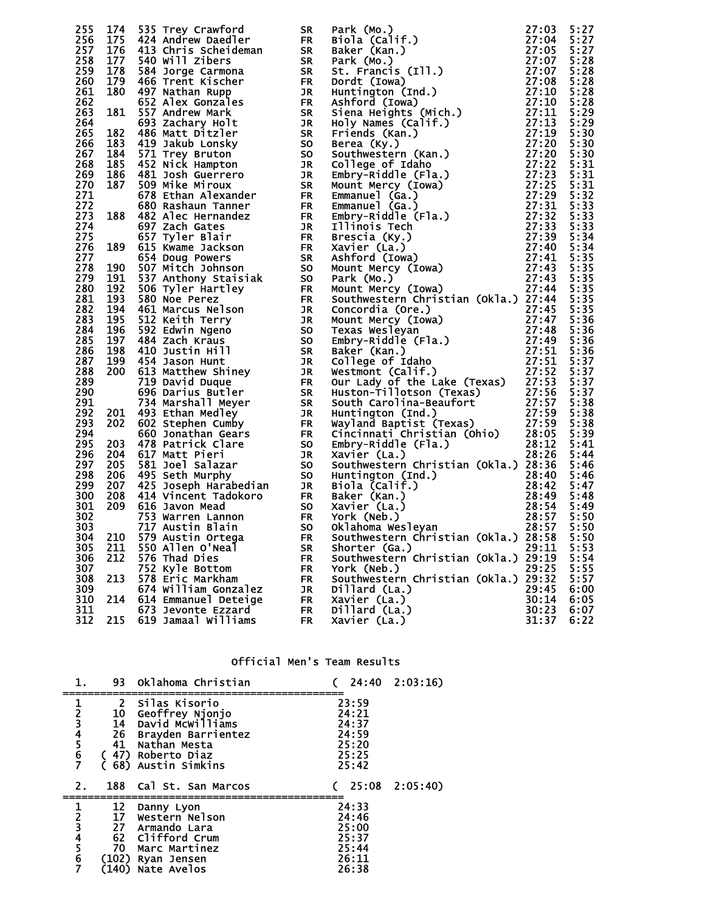| Place | Team Place | Bib | Name | Yr | School | Time | Pace |
|---|---|---|---|---|---|---|---|
| 255 | 174 | 535 | Trey Crawford | SR | Park (Mo.) | 27:03 | 5:27 |
| 256 | 175 | 424 | Andrew Daedler | FR | Biola (Calif.) | 27:04 | 5:27 |
| 257 | 176 | 413 | Chris Scheideman | SR | Baker (Kan.) | 27:05 | 5:27 |
| 258 | 177 | 540 | Will Zibers | SR | Park (Mo.) | 27:07 | 5:28 |
| 259 | 178 | 584 | Jorge Carmona | SR | St. Francis (Ill.) | 27:07 | 5:28 |
| 260 | 179 | 466 | Trent Kischer | FR | Dordt (Iowa) | 27:08 | 5:28 |
| 261 | 180 | 497 | Nathan Rupp | JR | Huntington (Ind.) | 27:10 | 5:28 |
| 262 | | 652 | Alex Gonzales | FR | Ashford (Iowa) | 27:10 | 5:28 |
| 263 | 181 | 557 | Andrew Mark | SR | Siena Heights (Mich.) | 27:11 | 5:29 |
| 264 | | 693 | Zachary Holt | JR | Holy Names (Calif.) | 27:13 | 5:29 |
| 265 | 182 | 486 | Matt Ditzler | SR | Friends (Kan.) | 27:19 | 5:30 |
| 266 | 183 | 419 | Jakub Lonsky | SO | Berea (Ky.) | 27:20 | 5:30 |
| 267 | 184 | 571 | Trey Bruton | SO | Southwestern (Kan.) | 27:20 | 5:30 |
| 268 | 185 | 452 | Nick Hampton | JR | College of Idaho | 27:22 | 5:31 |
| 269 | 186 | 481 | Josh Guerrero | JR | Embry-Riddle (Fla.) | 27:23 | 5:31 |
| 270 | 187 | 509 | Mike Miroux | SR | Mount Mercy (Iowa) | 27:25 | 5:31 |
| 271 | | 678 | Ethan Alexander | FR | Emmanuel (Ga.) | 27:29 | 5:32 |
| 272 | | 680 | Rashaun Tanner | FR | Emmanuel (Ga.) | 27:31 | 5:33 |
| 273 | 188 | 482 | Alec Hernandez | FR | Embry-Riddle (Fla.) | 27:32 | 5:33 |
| 274 | | 697 | Zach Gates | JR | Illinois Tech | 27:33 | 5:33 |
| 275 | | 657 | Tyler Blair | FR | Brescia (Ky.) | 27:39 | 5:34 |
| 276 | 189 | 615 | Kwame Jackson | FR | Xavier (La.) | 27:40 | 5:34 |
| 277 | | 654 | Doug Powers | SR | Ashford (Iowa) | 27:41 | 5:35 |
| 278 | 190 | 507 | Mitch Johnson | SO | Mount Mercy (Iowa) | 27:43 | 5:35 |
| 279 | 191 | 537 | Anthony Staisiak | SO | Park (Mo.) | 27:43 | 5:35 |
| 280 | 192 | 506 | Tyler Hartley | FR | Mount Mercy (Iowa) | 27:44 | 5:35 |
| 281 | 193 | 580 | Noe Perez | FR | Southwestern Christian (Okla.) | 27:44 | 5:35 |
| 282 | 194 | 461 | Marcus Nelson | JR | Concordia (Ore.) | 27:45 | 5:35 |
| 283 | 195 | 512 | Keith Terry | JR | Mount Mercy (Iowa) | 27:47 | 5:36 |
| 284 | 196 | 592 | Edwin Ngeno | SO | Texas Wesleyan | 27:48 | 5:36 |
| 285 | 197 | 484 | Zach Kraus | SO | Embry-Riddle (Fla.) | 27:49 | 5:36 |
| 286 | 198 | 410 | Justin Hill | SR | Baker (Kan.) | 27:51 | 5:36 |
| 287 | 199 | 454 | Jason Hunt | JR | College of Idaho | 27:51 | 5:37 |
| 288 | 200 | 613 | Matthew Shiney | JR | Westmont (Calif.) | 27:52 | 5:37 |
| 289 | | 719 | David Duque | FR | Our Lady of the Lake (Texas) | 27:53 | 5:37 |
| 290 | | 696 | Darius Butler | SR | Huston-Tillotson (Texas) | 27:56 | 5:37 |
| 291 | | 734 | Marshall Meyer | SR | South Carolina-Beaufort | 27:57 | 5:38 |
| 292 | 201 | 493 | Ethan Medley | JR | Huntington (Ind.) | 27:59 | 5:38 |
| 293 | 202 | 602 | Stephen Cumby | FR | Wayland Baptist (Texas) | 27:59 | 5:38 |
| 294 | | 660 | Jonathan Gears | FR | Cincinnati Christian (Ohio) | 28:05 | 5:39 |
| 295 | 203 | 478 | Patrick Clare | SO | Embry-Riddle (Fla.) | 28:12 | 5:41 |
| 296 | 204 | 617 | Matt Pieri | JR | Xavier (La.) | 28:26 | 5:44 |
| 297 | 205 | 581 | Joel Salazar | SO | Southwestern Christian (Okla.) | 28:36 | 5:46 |
| 298 | 206 | 495 | Seth Murphy | SO | Huntington (Ind.) | 28:40 | 5:46 |
| 299 | 207 | 425 | Joseph Harabedian | JR | Biola (Calif.) | 28:42 | 5:47 |
| 300 | 208 | 414 | Vincent Tadokoro | FR | Baker (Kan.) | 28:49 | 5:48 |
| 301 | 209 | 616 | Javon Mead | SO | Xavier (La.) | 28:54 | 5:49 |
| 302 | | 753 | Warren Lannon | FR | York (Neb.) | 28:57 | 5:50 |
| 303 | | 717 | Austin Blain | SO | Oklahoma Wesleyan | 28:57 | 5:50 |
| 304 | 210 | 579 | Austin Ortega | FR | Southwestern Christian (Okla.) | 28:58 | 5:50 |
| 305 | 211 | 550 | Allen O'Neal | SR | Shorter (Ga.) | 29:11 | 5:53 |
| 306 | 212 | 576 | Thad Dies | FR | Southwestern Christian (Okla.) | 29:19 | 5:54 |
| 307 | | 752 | Kyle Bottom | FR | York (Neb.) | 29:25 | 5:55 |
| 308 | 213 | 578 | Eric Markham | FR | Southwestern Christian (Okla.) | 29:32 | 5:57 |
| 309 | | 674 | William Gonzalez | JR | Dillard (La.) | 29:45 | 6:00 |
| 310 | 214 | 614 | Emmanuel Deteige | FR | Xavier (La.) | 30:14 | 6:05 |
| 311 | | 673 | Jevonte Ezzard | FR | Dillard (La.) | 30:23 | 6:07 |
| 312 | 215 | 619 | Jamaal Williams | FR | Xavier (La.) | 31:37 | 6:22 |

## Official Men's Team Results

**1. 93 Oklahoma Christian ( 24:40 2:03:16)**

| | Place | Name | Time |
|---|---|---|---|
| 1 | 2 | Silas Kisorio | 23:59 |
| 2 | 10 | Geoffrey Njonjo | 24:21 |
| 3 | 14 | David McWilliams | 24:37 |
| 4 | 26 | Brayden Barrientez | 24:59 |
| 5 | 41 | Nathan Mesta | 25:20 |
| 6 | (47) | Roberto Diaz | 25:25 |
| 7 | (68) | Austin Simkins | 25:42 |

**2. 188 Cal St. San Marcos ( 25:08 2:05:40)**

| | Place | Name | Time |
|---|---|---|---|
| 1 | 12 | Danny Lyon | 24:33 |
| 2 | 17 | Western Nelson | 24:46 |
| 3 | 27 | Armando Lara | 25:00 |
| 4 | 62 | Clifford Crum | 25:37 |
| 5 | 70 | Marc Martinez | 25:44 |
| 6 | (102) | Ryan Jensen | 26:11 |
| 7 | (140) | Nate Avelos | 26:38 |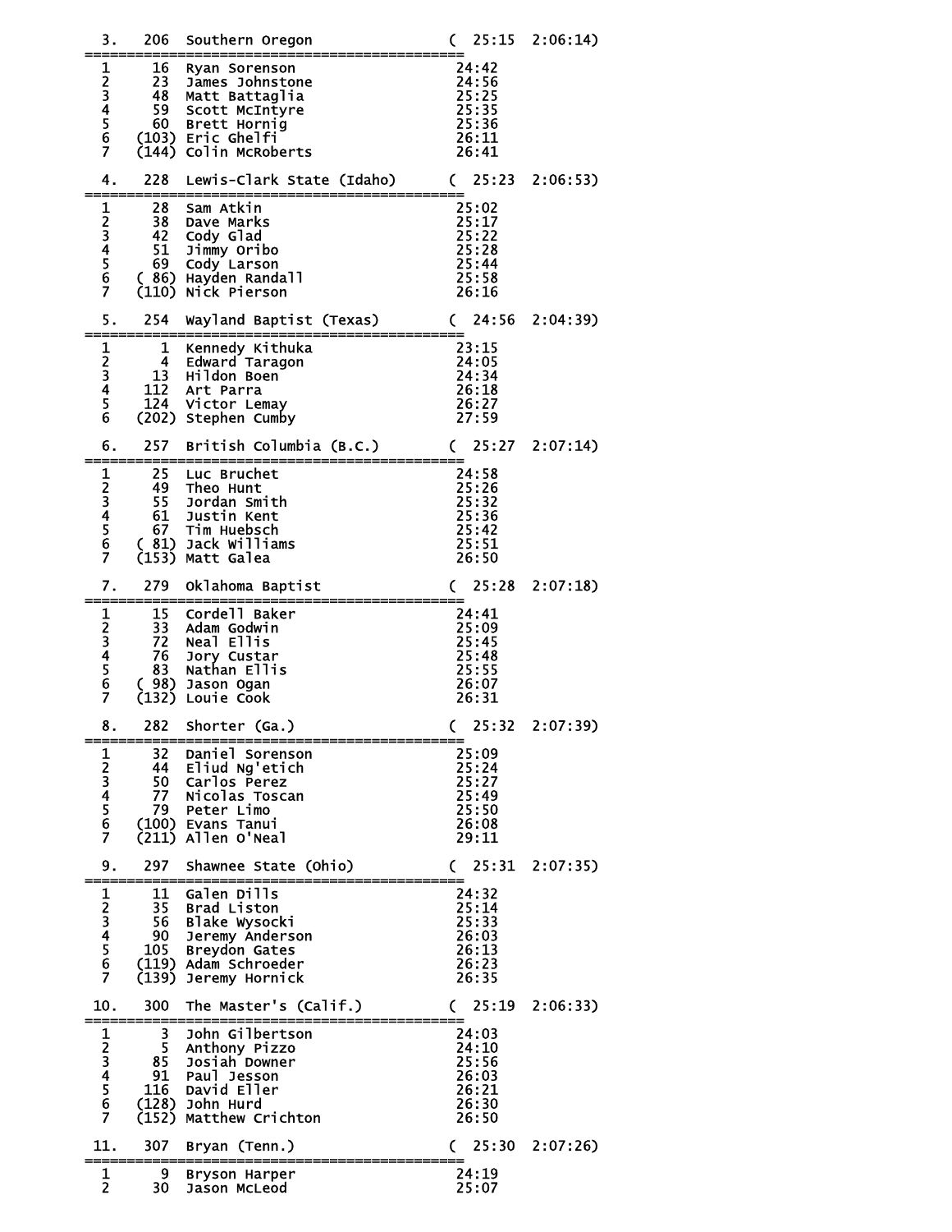```
  3.   206  Southern Oregon                ( 25:15  2:06:14)
=============================================
  1     16  Ryan Sorenson                  24:42
  2     23  James Johnstone                24:56
  3     48  Matt Battaglia                 25:25
  4     59  Scott McIntyre                 25:35
  5     60  Brett Hornig                   25:36
  6   (103) Eric Ghelfi                    26:11
  7   (144) Colin McRoberts                26:41

  4.   228  Lewis-Clark State (Idaho)      ( 25:23  2:06:53)
=============================================
  1     28  Sam Atkin                      25:02
  2     38  Dave Marks                     25:17
  3     42  Cody Glad                      25:22
  4     51  Jimmy Oribo                    25:28
  5     69  Cody Larson                    25:44
  6   ( 86) Hayden Randall                 25:58
  7   (110) Nick Pierson                   26:16

  5.   254  Wayland Baptist (Texas)        ( 24:56  2:04:39)
=============================================
  1      1  Kennedy Kithuka                23:15
  2      4  Edward Taragon                 24:05
  3     13  Hildon Boen                    24:34
  4    112  Art Parra                      26:18
  5    124  Victor Lemay                   26:27
  6   (202) Stephen Cumby                  27:59

  6.   257  British Columbia (B.C.)        ( 25:27  2:07:14)
=============================================
  1     25  Luc Bruchet                    24:58
  2     49  Theo Hunt                      25:26
  3     55  Jordan Smith                   25:32
  4     61  Justin Kent                    25:36
  5     67  Tim Huebsch                    25:42
  6   ( 81) Jack Williams                  25:51
  7   (153) Matt Galea                     26:50

  7.   279  Oklahoma Baptist               ( 25:28  2:07:18)
=============================================
  1     15  Cordell Baker                  24:41
  2     33  Adam Godwin                    25:09
  3     72  Neal Ellis                     25:45
  4     76  Jory Custar                    25:48
  5     83  Nathan Ellis                   25:55
  6   ( 98) Jason Ogan                     26:07
  7   (132) Louie Cook                     26:31

  8.   282  Shorter (Ga.)                  ( 25:32  2:07:39)
=============================================
  1     32  Daniel Sorenson                25:09
  2     44  Eliud Ng'etich                 25:24
  3     50  Carlos Perez                   25:27
  4     77  Nicolas Toscan                 25:49
  5     79  Peter Limo                     25:50
  6   (100) Evans Tanui                    26:08
  7   (211) Allen O'Neal                   29:11

  9.   297  Shawnee State (Ohio)           ( 25:31  2:07:35)
=============================================
  1     11  Galen Dills                    24:32
  2     35  Brad Liston                    25:14
  3     56  Blake Wysocki                  25:33
  4     90  Jeremy Anderson                26:03
  5    105  Breydon Gates                  26:13
  6   (119) Adam Schroeder                 26:23
  7   (139) Jeremy Hornick                 26:35

 10.   300  The Master's (Calif.)          ( 25:19  2:06:33)
=============================================
  1      3  John Gilbertson                24:03
  2      5  Anthony Pizzo                  24:10
  3     85  Josiah Downer                  25:56
  4     91  Paul Jesson                    26:03
  5    116  David Eller                    26:21
  6   (128) John Hurd                      26:30
  7   (152) Matthew Crichton               26:50

 11.   307  Bryan (Tenn.)                  ( 25:30  2:07:26)
=============================================
  1      9  Bryson Harper                  24:19
  2     30  Jason McLeod                   25:07
```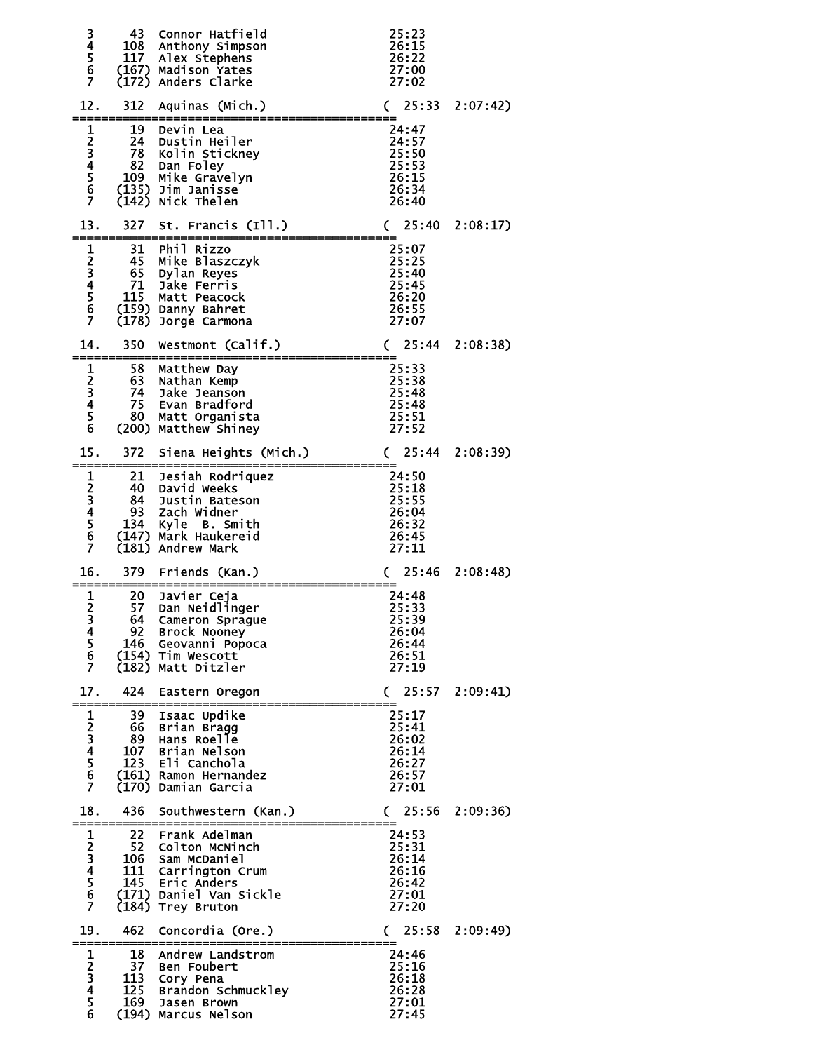```
  3     43  Connor Hatfield                       25:23
  4    108  Anthony Simpson                       26:15
  5    117  Alex Stephens                         26:22
  6   (167) Madison Yates                         27:00
  7   (172) Anders Clarke                         27:02

 12.   312  Aquinas (Mich.)                     (  25:33  2:07:42)
================================================
  1     19  Devin Lea                             24:47
  2     24  Dustin Heiler                         24:57
  3     78  Kolin Stickney                        25:50
  4     82  Dan Foley                             25:53
  5    109  Mike Gravelyn                         26:15
  6   (135) Jim Janisse                           26:34
  7   (142) Nick Thelen                           26:40

 13.   327  St. Francis (Ill.)                  (  25:40  2:08:17)
================================================
  1     31  Phil Rizzo                            25:07
  2     45  Mike Blaszczyk                        25:25
  3     65  Dylan Reyes                           25:40
  4     71  Jake Ferris                           25:45
  5    115  Matt Peacock                          26:20
  6   (159) Danny Bahret                          26:55
  7   (178) Jorge Carmona                         27:07

 14.   350  Westmont (Calif.)                   (  25:44  2:08:38)
================================================
  1     58  Matthew Day                           25:33
  2     63  Nathan Kemp                           25:38
  3     74  Jake Jeanson                          25:48
  4     75  Evan Bradford                         25:48
  5     80  Matt Organista                        25:51
  6   (200) Matthew Shiney                        27:52

 15.   372  Siena Heights (Mich.)               (  25:44  2:08:39)
================================================
  1     21  Jesiah Rodriquez                      24:50
  2     40  David Weeks                           25:18
  3     84  Justin Bateson                        25:55
  4     93  Zach Widner                           26:04
  5    134  Kyle  B. Smith                        26:32
  6   (147) Mark Haukereid                        26:45
  7   (181) Andrew Mark                           27:11

 16.   379  Friends (Kan.)                      (  25:46  2:08:48)
================================================
  1     20  Javier Ceja                           24:48
  2     57  Dan Neidlinger                        25:33
  3     64  Cameron Sprague                       25:39
  4     92  Brock Nooney                          26:04
  5    146  Geovanni Popoca                       26:44
  6   (154) Tim Wescott                           26:51
  7   (182) Matt Ditzler                          27:19

 17.   424  Eastern Oregon                      (  25:57  2:09:41)
================================================
  1     39  Isaac Updike                          25:17
  2     66  Brian Bragg                           25:41
  3     89  Hans Roelle                           26:02
  4    107  Brian Nelson                          26:14
  5    123  Eli Canchola                          26:27
  6   (161) Ramon Hernandez                       26:57
  7   (170) Damian Garcia                         27:01

 18.   436  Southwestern (Kan.)                 (  25:56  2:09:36)
================================================
  1     22  Frank Adelman                         24:53
  2     52  Colton McNinch                        25:31
  3    106  Sam McDaniel                          26:14
  4    111  Carrington Crum                       26:16
  5    145  Eric Anders                           26:42
  6   (171) Daniel Van Sickle                     27:01
  7   (184) Trey Bruton                           27:20

 19.   462  Concordia (Ore.)                    (  25:58  2:09:49)
================================================
  1     18  Andrew Landstrom                      24:46
  2     37  Ben Foubert                           25:16
  3    113  Cory Pena                             26:18
  4    125  Brandon Schmuckley                    26:28
  5    169  Jasen Brown                           27:01
  6   (194) Marcus Nelson                         27:45
```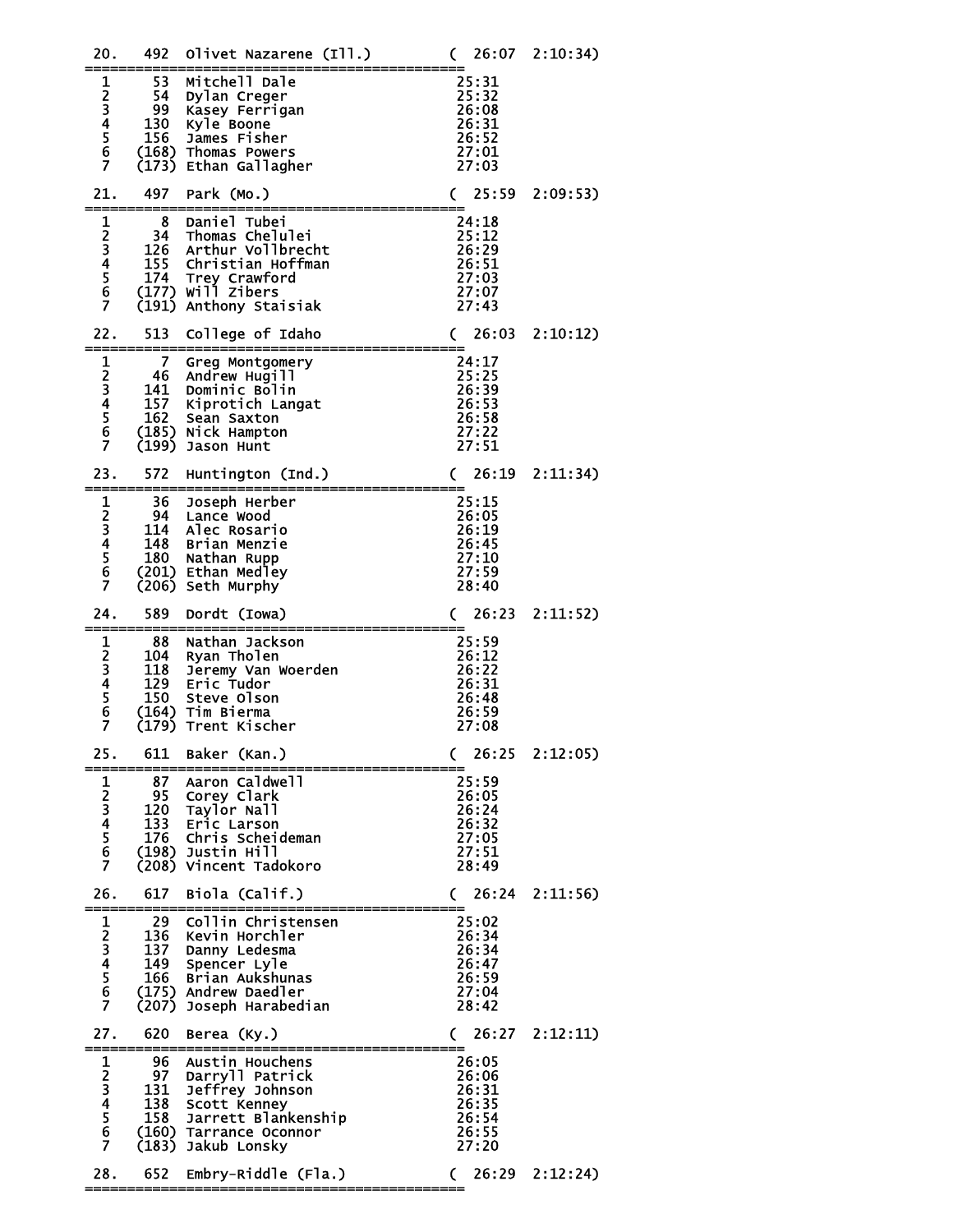```
 20.   492  Olivet Nazarene (Ill.)        (  26:07  2:10:34)
==============================================
  1      53  Mitchell Dale                  25:31
  2      54  Dylan Creger                   25:32
  3      99  Kasey Ferrigan                 26:08
  4     130  Kyle Boone                     26:31
  5     156  James Fisher                   26:52
  6    (168) Thomas Powers                  27:01
  7    (173) Ethan Gallagher                27:03

 21.   497  Park (Mo.)                    (  25:59  2:09:53)
==============================================
  1       8  Daniel Tubei                   24:18
  2      34  Thomas Chelulei                25:12
  3     126  Arthur Vollbrecht              26:29
  4     155  Christian Hoffman              26:51
  5     174  Trey Crawford                  27:03
  6    (177) Will Zibers                    27:07
  7    (191) Anthony Staisiak               27:43

 22.   513  College of Idaho              (  26:03  2:10:12)
==============================================
  1       7  Greg Montgomery                24:17
  2      46  Andrew Hugill                  25:25
  3     141  Dominic Bolin                  26:39
  4     157  Kiprotich Langat               26:53
  5     162  Sean Saxton                    26:58
  6    (185) Nick Hampton                   27:22
  7    (199) Jason Hunt                     27:51

 23.   572  Huntington (Ind.)             (  26:19  2:11:34)
==============================================
  1      36  Joseph Herber                  25:15
  2      94  Lance Wood                     26:05
  3     114  Alec Rosario                   26:19
  4     148  Brian Menzie                   26:45
  5     180  Nathan Rupp                    27:10
  6    (201) Ethan Medley                   27:59
  7    (206) Seth Murphy                    28:40

 24.   589  Dordt (Iowa)                  (  26:23  2:11:52)
==============================================
  1      88  Nathan Jackson                 25:59
  2     104  Ryan Tholen                    26:12
  3     118  Jeremy Van Woerden             26:22
  4     129  Eric Tudor                     26:31
  5     150  Steve Olson                    26:48
  6    (164) Tim Bierma                     26:59
  7    (179) Trent Kischer                  27:08

 25.   611  Baker (Kan.)                  (  26:25  2:12:05)
==============================================
  1      87  Aaron Caldwell                 25:59
  2      95  Corey Clark                    26:05
  3     120  Taylor Nall                    26:24
  4     133  Eric Larson                    26:32
  5     176  Chris Scheideman               27:05
  6    (198) Justin Hill                    27:51
  7    (208) Vincent Tadokoro               28:49

 26.   617  Biola (Calif.)                (  26:24  2:11:56)
==============================================
  1      29  Collin Christensen             25:02
  2     136  Kevin Horchler                 26:34
  3     137  Danny Ledesma                  26:34
  4     149  Spencer Lyle                   26:47
  5     166  Brian Aukshunas                26:59
  6    (175) Andrew Daedler                 27:04
  7    (207) Joseph Harabedian              28:42

 27.   620  Berea (Ky.)                   (  26:27  2:12:11)
==============================================
  1      96  Austin Houchens                26:05
  2      97  Darryll Patrick                26:06
  3     131  Jeffrey Johnson                26:31
  4     138  Scott Kenney                   26:35
  5     158  Jarrett Blankenship            26:54
  6    (160) Tarrance Oconnor               26:55
  7    (183) Jakub Lonsky                   27:20

 28.   652  Embry-Riddle (Fla.)           (  26:29  2:12:24)
==============================================
```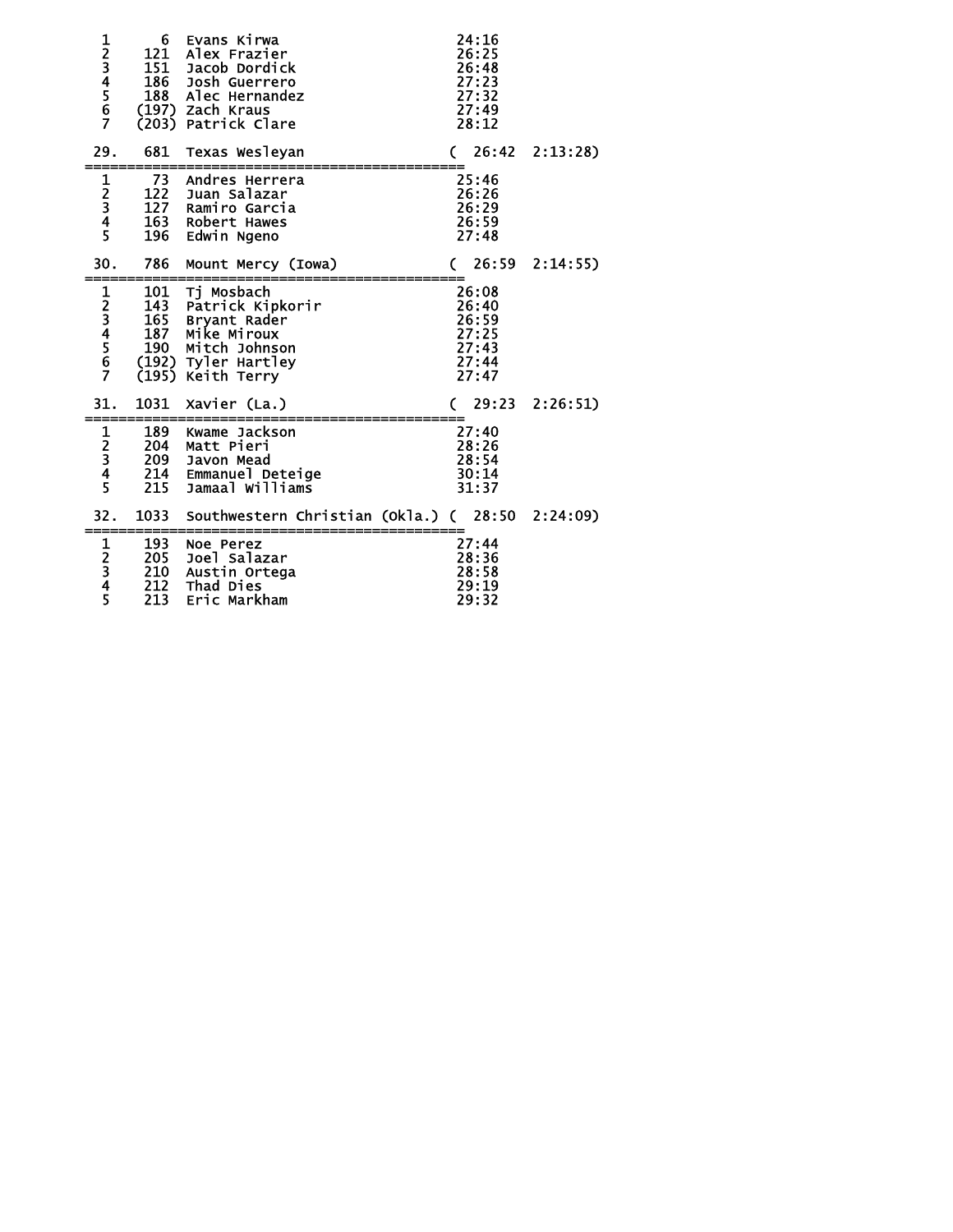```
  1       6  Evans Kirwa                          24:16
  2     121  Alex Frazier                         26:25
  3     151  Jacob Dordick                        26:48
  4     186  Josh Guerrero                        27:23
  5     188  Alec Hernandez                       27:32
  6   (197)  Zach Kraus                           27:49
  7   (203)  Patrick Clare                        28:12

 29.    681  Texas Wesleyan                     (  26:42  2:13:28)
=================================================
  1      73  Andres Herrera                       25:46
  2     122  Juan Salazar                         26:26
  3     127  Ramiro Garcia                        26:29
  4     163  Robert Hawes                         26:59
  5     196  Edwin Ngeno                          27:48

 30.    786  Mount Mercy (Iowa)                 (  26:59  2:14:55)
=================================================
  1     101  Tj Mosbach                           26:08
  2     143  Patrick Kipkorir                     26:40
  3     165  Bryant Rader                         26:59
  4     187  Mike Miroux                          27:25
  5     190  Mitch Johnson                        27:43
  6   (192)  Tyler Hartley                        27:44
  7   (195)  Keith Terry                          27:47

 31.   1031  Xavier (La.)                       (  29:23  2:26:51)
=================================================
  1     189  Kwame Jackson                        27:40
  2     204  Matt Pieri                           28:26
  3     209  Javon Mead                           28:54
  4     214  Emmanuel Deteige                     30:14
  5     215  Jamaal Williams                      31:37

 32.   1033  Southwestern Christian (Okla.) (  28:50  2:24:09)
=================================================
  1     193  Noe Perez                            27:44
  2     205  Joel Salazar                         28:36
  3     210  Austin Ortega                        28:58
  4     212  Thad Dies                            29:19
  5     213  Eric Markham                         29:32
```